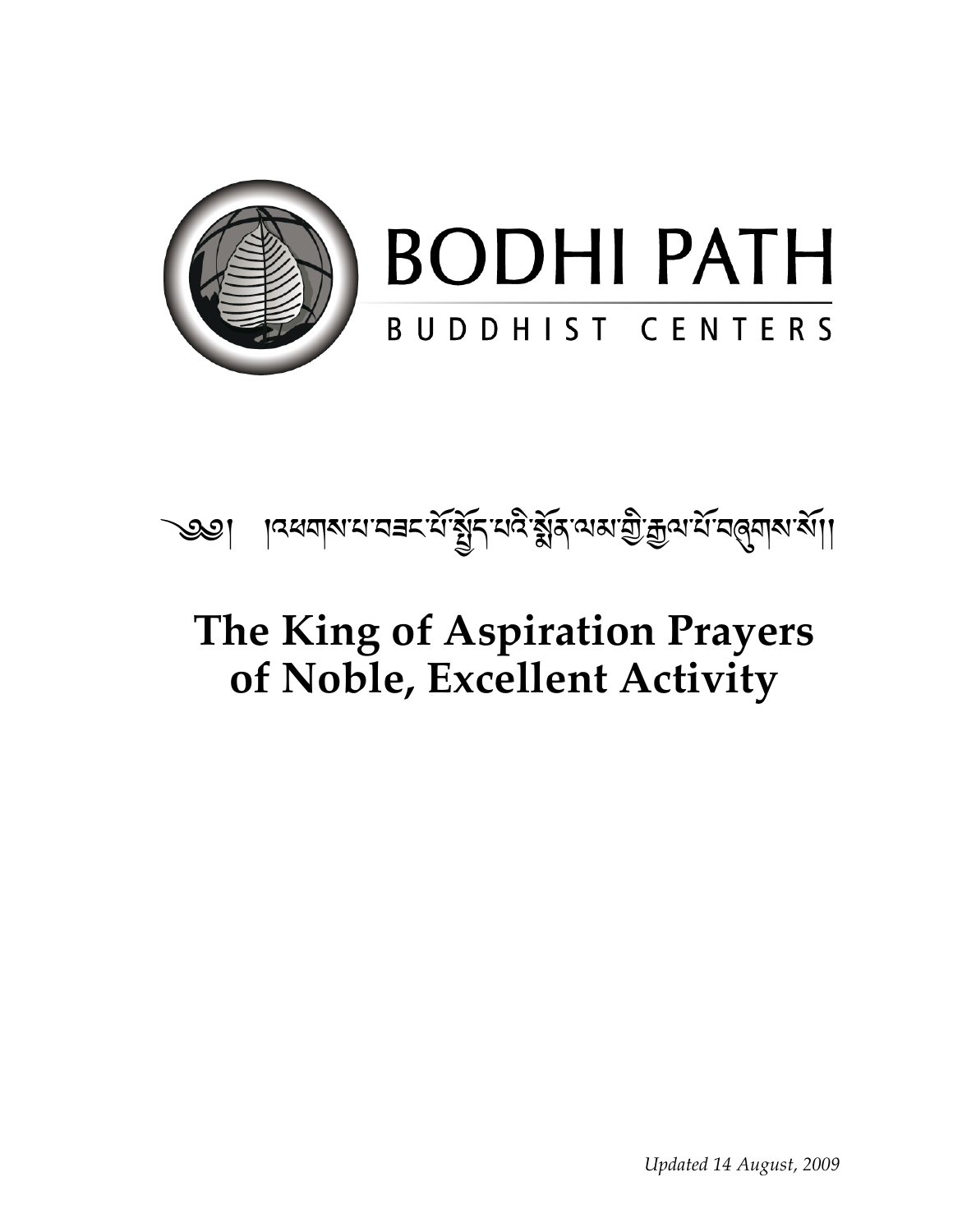BODHI PATH

BUDDHIST CENTERS

༄༅། །འཕགས་པ་བཟང་པོ་སྤྱོད་པའི་སྨོན་ལམ་གྱི་རྒྱལ་པོ་བཞུགས་སོ།།

# The King of Aspiration Prayers of Noble, Excellent Activity

*Updated 14 August, 2009*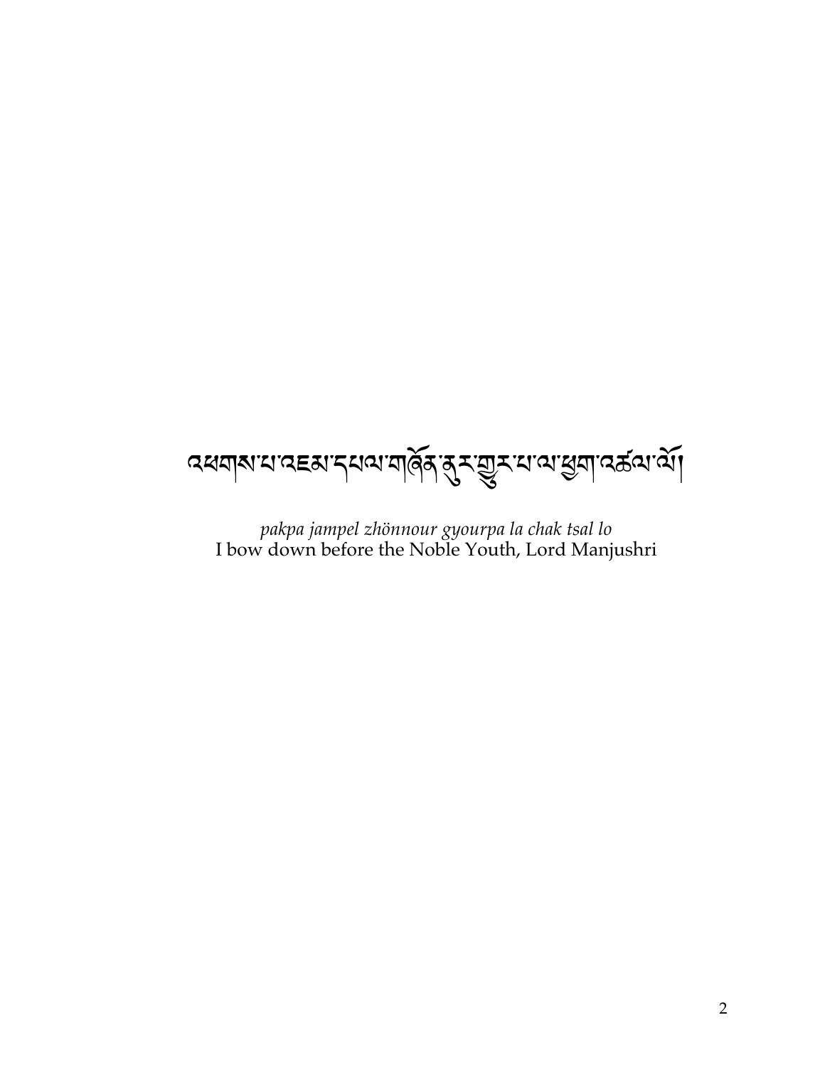འཕགས་པ་འཇམ་དཔལ་གཞོན་ནུར་གྱུར་པ་ལ་ཕྱག་འཚལ་ལོ།

*pakpa jampel zhönnour gyourpa la chak tsal lo*
I bow down before the Noble Youth, Lord Manjushri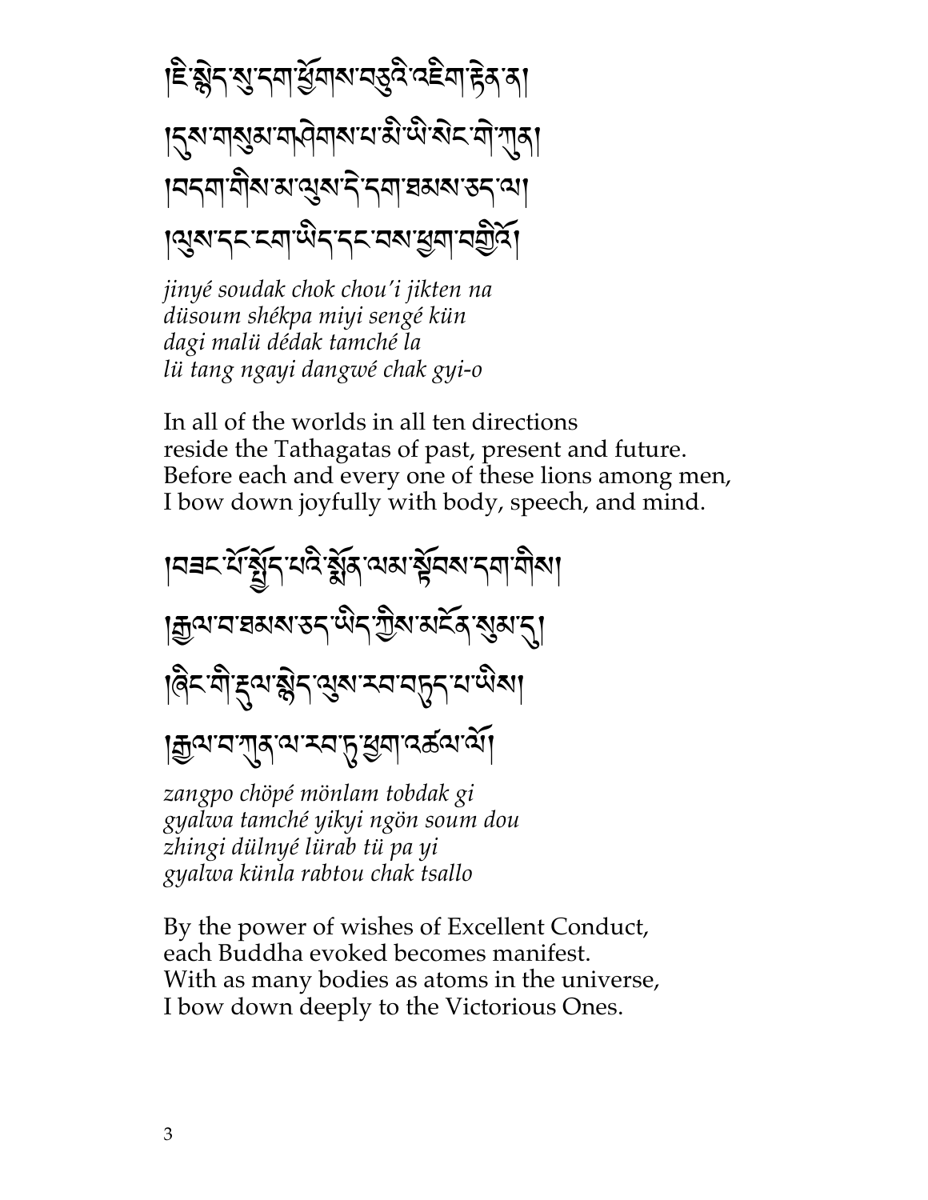།ཇི་སྙེད་སུ་དག་ཕྱོགས་བཅུའི་འཇིག་རྟེན་ན། །དུས་གསུམ་གཤེགས་པ་མི་ཡི་སེང་གེ་ཀུན། །བདག་གིས་མ་ལུས་དེ་དག་ཐམས་ཅད་ལ། །ལུས་དང་ངག་ཡིད་དང་བས་ཕྱག་བགྱིའོ།

*jinyé soudak chok chou'i jikten na*
*düsoum shékpa miyi sengé kün*
*dagi malü dédak tamché la*
*lü tang ngayi dangwé chak gyi-o*

In all of the worlds in all ten directions
reside the Tathagatas of past, present and future.
Before each and every one of these lions among men,
I bow down joyfully with body, speech, and mind.

།བཟང་པོ་སྤྱོད་པའི་སྨོན་ལམ་སྟོབས་དག་གིས། །རྒྱལ་བ་ཐམས་ཅད་ཡིད་ཀྱིས་མངོན་སུམ་དུ། །ཞིང་གི་རྡུལ་སྙེད་ལུས་རབ་བཏུད་པ་ཡིས། །རྒྱལ་བ་ཀུན་ལ་རབ་ཏུ་ཕྱག་འཚལ་ལོ།

*zangpo chöpé mönlam tobdak gi*
*gyalwa tamché yikyi ngön soum dou*
*zhingi dülnyé lürab tü pa yi*
*gyalwa künla rabtou chak tsallo*

By the power of wishes of Excellent Conduct,
each Buddha evoked becomes manifest.
With as many bodies as atoms in the universe,
I bow down deeply to the Victorious Ones.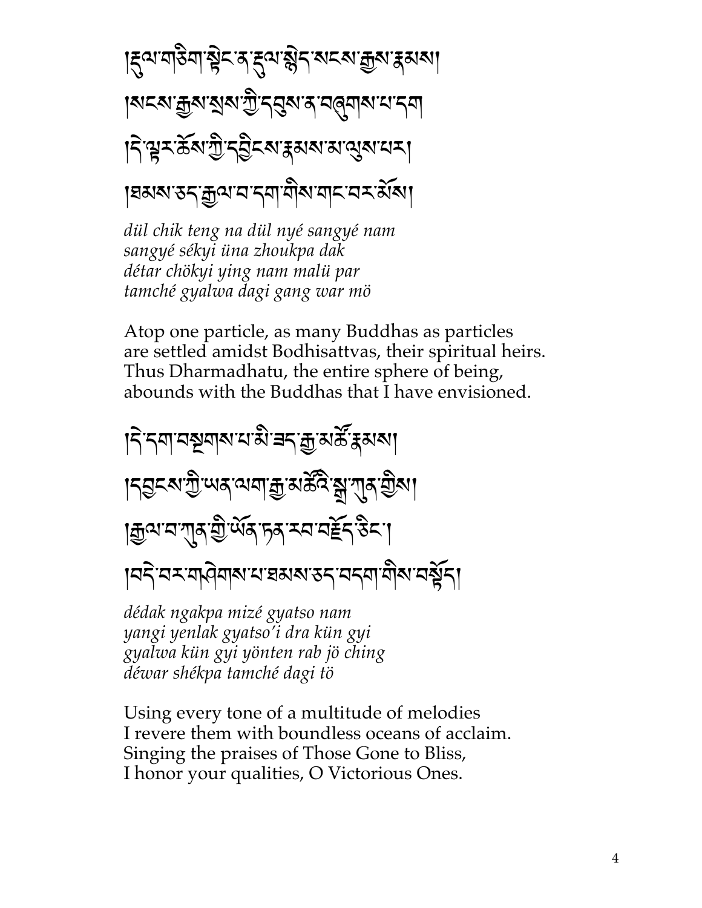།རྡུལ་གཅིག་སྟེང་ན་རྡུལ་སྙེད་སངས་རྒྱས་རྣམས།
།སངས་རྒྱས་སྲས་ཀྱི་དབུས་ན་བཞུགས་པ་དག
།དེ་ལྟར་ཆོས་ཀྱི་དབྱིངས་རྣམས་མ་ལུས་པར།
།ཐམས་ཅད་རྒྱལ་བ་དག་གིས་གང་བར་མོས།

*dül chik teng na dül nyé sangyé nam*
*sangyé sékyi üna zhoukpa dak*
*détar chökyi ying nam malü par*
*tamché gyalwa dagi gang war mö*

Atop one particle, as many Buddhas as particles
are settled amidst Bodhisattvas, their spiritual heirs.
Thus Dharmadhatu, the entire sphere of being,
abounds with the Buddhas that I have envisioned.

།དེ་དག་བསྔགས་པ་མི་ཟད་རྒྱ་མཚོ་རྣམས།
།དབྱངས་ཀྱི་ཡན་ལག་རྒྱ་མཚོའི་སྒྲ་ཀུན་གྱིས།
།རྒྱལ་བ་ཀུན་གྱི་ཡོན་ཏན་རབ་བརྗོད་ཅིང་།
།བདེ་བར་གཤེགས་པ་ཐམས་ཅད་བདག་གིས་བསྟོད།

*dédak ngakpa mizé gyatso nam*
*yangi yenlak gyatso'i dra kün gyi*
*gyalwa kün gyi yönten rab jö ching*
*déwar shékpa tamché dagi tö*

Using every tone of a multitude of melodies
I revere them with boundless oceans of acclaim.
Singing the praises of Those Gone to Bliss,
I honor your qualities, O Victorious Ones.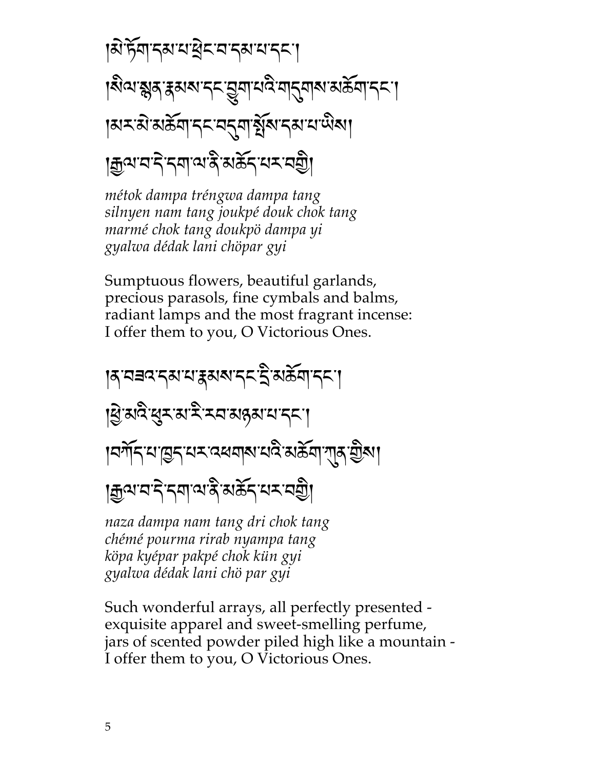།མེ་ཏོག་དམ་པ་ཕྲེང་བ་དམ་པ་དང་།

།སིལ་སྙན་རྣམས་དང་བྱུག་པའི་གདུགས་མཆོག་དང་།

།མར་མེ་མཆོག་དང་བདུག་སྤོས་དམ་པ་ཡིས།

།རྒྱལ་བ་དེ་དག་ལ་ནི་མཆོད་པར་བགྱི།

*métok dampa tréngwa dampa tang*
*silnyen nam tang joukpé douk chok tang*
*marmé chok tang doukpö dampa yi*
*gyalwa dédak lani chöpar gyi*

Sumptuous flowers, beautiful garlands,
precious parasols, fine cymbals and balms,
radiant lamps and the most fragrant incense:
I offer them to you, O Victorious Ones.

།ན་བཟའ་དམ་པ་རྣམས་དང་དྲི་མཆོག་དང་།

།ཕྱེ་མའི་ཕུར་མ་རི་རབ་མཉམ་པ་དང་།

།བཀོད་པ་ཁྱད་པར་འཕགས་པའི་མཆོག་ཀུན་གྱིས།

།རྒྱལ་བ་དེ་དག་ལ་ནི་མཆོད་པར་བགྱི།

*naza dampa nam tang dri chok tang*
*chémé pourma rirab nyampa tang*
*köpa kyépar pakpé chok kün gyi*
*gyalwa dédak lani chö par gyi*

Such wonderful arrays, all perfectly presented -
exquisite apparel and sweet-smelling perfume,
jars of scented powder piled high like a mountain -
I offer them to you, O Victorious Ones.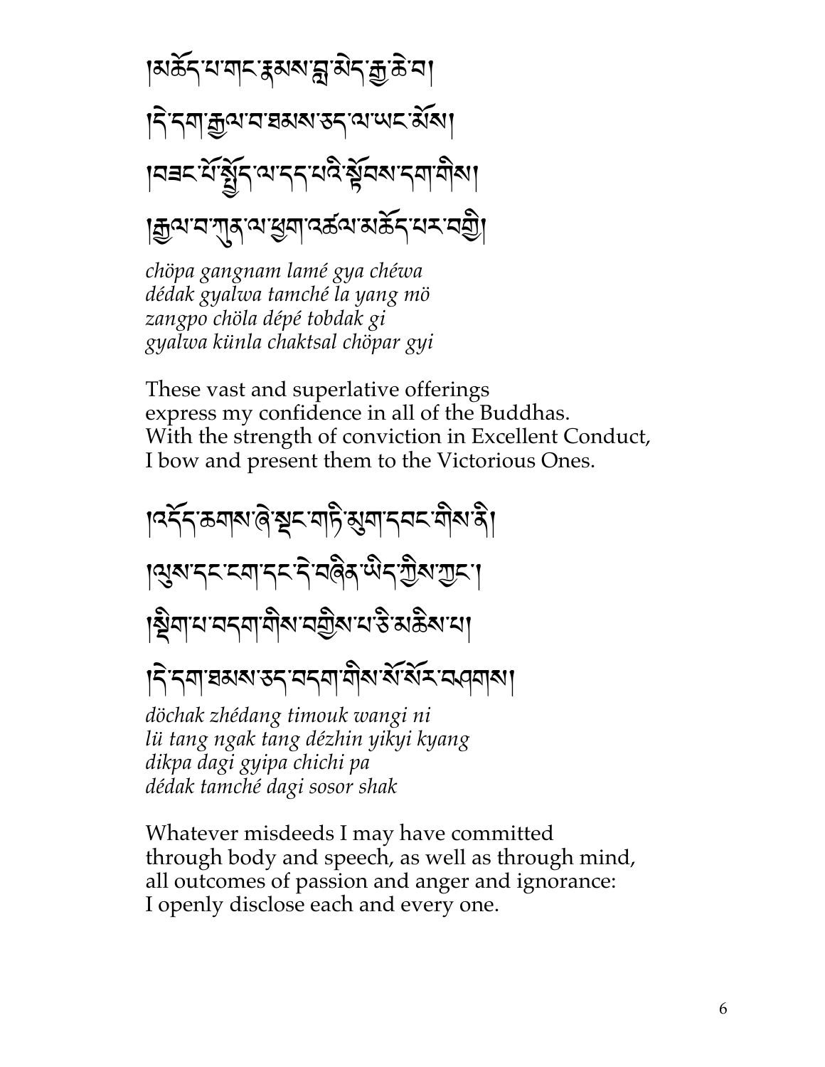།མཆོད་པ་གང་རྣམས་བླ་མེད་རྒྱ་ཆེ་བ།
།དེ་དག་རྒྱལ་བ་ཐམས་ཅད་ལ་ཡང་མོས།
།བཟང་པོ་སྤྱོད་ལ་དད་པའི་སྟོབས་དག་གིས།
།རྒྱལ་བ་ཀུན་ལ་ཕྱག་འཚལ་མཆོད་པར་བགྱི།

*chöpa gangnam lamé gya chéwa*
*dédak gyalwa tamché la yang mö*
*zangpo chöla dépé tobdak gi*
*gyalwa künla chaktsal chöpar gyi*

These vast and superlative offerings
express my confidence in all of the Buddhas.
With the strength of conviction in Excellent Conduct,
I bow and present them to the Victorious Ones.

།འདོད་ཆགས་ཞེ་སྡང་གཏི་མུག་དབང་གིས་ནི།
།ལུས་དང་ངག་དང་དེ་བཞིན་ཡིད་ཀྱིས་ཀྱང་།
།སྡིག་པ་བདག་གིས་བགྱིས་པ་ཅི་མཆིས་པ།
།དེ་དག་ཐམས་ཅད་བདག་གིས་སོ་སོར་བཤགས།

*döchak zhédang timouk wangi ni*
*lü tang ngak tang dézhin yikyi kyang*
*dikpa dagi gyipa chichi pa*
*dédak tamché dagi sosor shak*

Whatever misdeeds I may have committed
through body and speech, as well as through mind,
all outcomes of passion and anger and ignorance:
I openly disclose each and every one.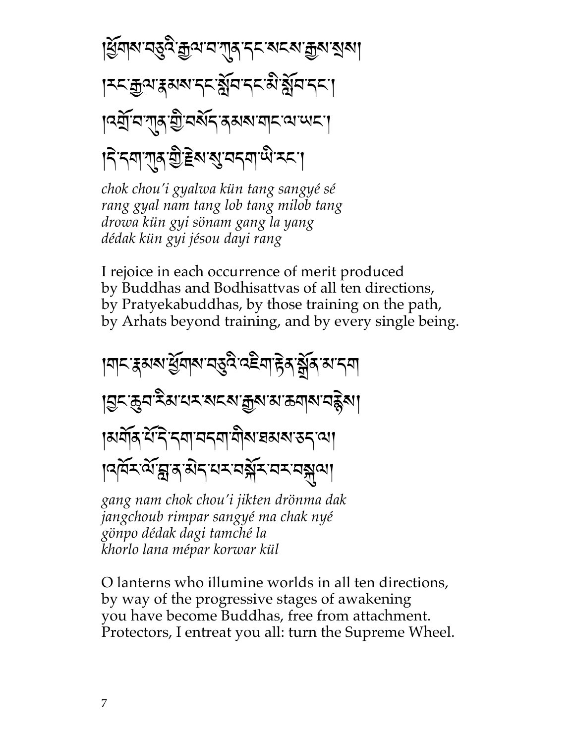།ཕྱོགས་བཅུའི་རྒྱལ་བ་ཀུན་དང་སངས་རྒྱས་སྲས།
།རང་རྒྱལ་རྣམས་དང་སློབ་དང་མི་སློབ་དང་།
།འགྲོ་བ་ཀུན་གྱི་བསོད་ནམས་གང་ལ་ཡང་།
།དེ་དག་ཀུན་གྱི་རྗེས་སུ་བདག་ཡི་རང་།

*chok chou'i gyalwa kün tang sangyé sé*
*rang gyal nam tang lob tang milob tang*
*drowa kün gyi sönam gang la yang*
*dédak kün gyi jésou dayi rang*

I rejoice in each occurrence of merit produced
by Buddhas and Bodhisattvas of all ten directions,
by Pratyekabuddhas, by those training on the path,
by Arhats beyond training, and by every single being.

།གང་རྣམས་ཕྱོགས་བཅུའི་འཇིག་རྟེན་སྒྲོན་མ་དག
།བྱང་ཆུབ་རིམ་པར་སངས་རྒྱས་མ་ཆགས་བརྙེས།
།མགོན་པོ་དེ་དག་བདག་གིས་ཐམས་ཅད་ལ།
།འཁོར་ལོ་བླ་ན་མེད་པར་བསྐོར་བར་བསྐུལ།

*gang nam chok chou'i jikten drönma dak*
*jangchoub rimpar sangyé ma chak nyé*
*gönpo dédak dagi tamché la*
*khorlo lana mépar korwar kül*

O lanterns who illumine worlds in all ten directions,
by way of the progressive stages of awakening
you have become Buddhas, free from attachment.
Protectors, I entreat you all: turn the Supreme Wheel.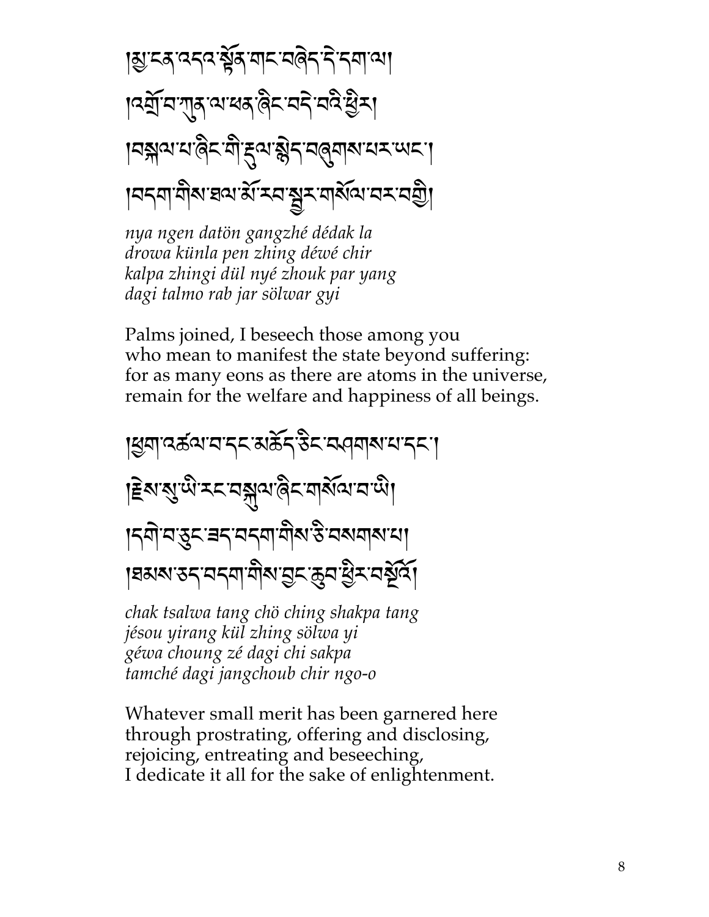།མྱ་ངན་འདའ་སྟོན་གང་བཞེད་དེ་དག་ལ།
།འགྲོ་བ་ཀུན་ལ་ཕན་ཞིང་བདེ་བའི་ཕྱིར།
།བསྐལ་པ་ཞིང་གི་རྡུལ་སྙེད་བཞུགས་པར་ཡང་།
།བདག་གིས་ཐལ་མོ་རབ་སྦྱར་གསོལ་བར་བགྱི།

*nya ngen datön gangzhé dédak la*
*drowa künla pen zhing déwé chir*
*kalpa zhingi dül nyé zhouk par yang*
*dagi talmo rab jar sölwar gyi*

Palms joined, I beseech those among you
who mean to manifest the state beyond suffering:
for as many eons as there are atoms in the universe,
remain for the welfare and happiness of all beings.

།ཕྱག་འཚལ་བ་དང་མཆོད་ཅིང་བཤགས་པ་དང་།
།རྗེས་སུ་ཡི་རང་བསྐུལ་ཞིང་གསོལ་བ་ཡི།
།དགེ་བ་ཅུང་ཟད་བདག་གིས་ཅི་བསགས་པ།
།ཐམས་ཅད་བདག་གིས་བྱང་ཆུབ་ཕྱིར་བསྔོའོ།

*chak tsalwa tang chö ching shakpa tang*
*jésou yirang kül zhing sölwa yi*
*géwa choung zé dagi chi sakpa*
*tamché dagi jangchoub chir ngo-o*

Whatever small merit has been garnered here
through prostrating, offering and disclosing,
rejoicing, entreating and beseeching,
I dedicate it all for the sake of enlightenment.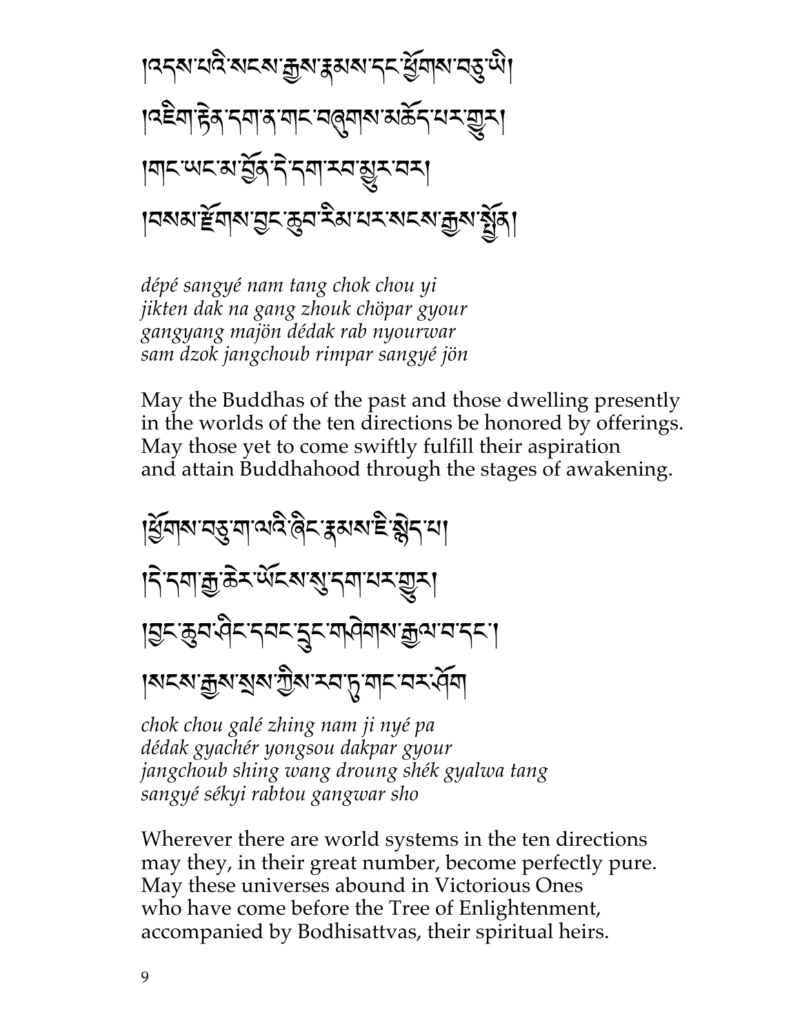།འདས་པའི་སངས་རྒྱས་རྣམས་དང་ཕྱོགས་བཅུ་ཡི།
།འཇིག་རྟེན་དག་ན་གང་བཞུགས་མཆོད་པར་གྱུར།
།གང་ཡང་མ་བྱོན་དེ་དག་རབ་མྱུར་བར།
།བསམ་རྫོགས་བྱང་ཆུབ་རིམ་པར་སངས་རྒྱས་སྤྱོན།

*dépé sangyé nam tang chok chou yi*
*jikten dak na gang zhouk chöpar gyour*
*gangyang majön dédak rab nyourwar*
*sam dzok jangchoub rimpar sangyé jön*

May the Buddhas of the past and those dwelling presently
in the worlds of the ten directions be honored by offerings.
May those yet to come swiftly fulfill their aspiration
and attain Buddhahood through the stages of awakening.

།ཕྱོགས་བཅུ་ག་ལའི་ཞིང་རྣམས་ཇི་སྙེད་པ།
།དེ་དག་རྒྱ་ཆེར་ཡོངས་སུ་དག་པར་གྱུར།
།བྱང་ཆུབ་ཤིང་དབང་དྲུང་གཤེགས་རྒྱལ་བ་དང་།
།སངས་རྒྱས་སྲས་ཀྱིས་རབ་ཏུ་གང་བར་ཤོག

*chok chou galé zhing nam ji nyé pa*
*dédak gyachér yongsou dakpar gyour*
*jangchoub shing wang droung shék gyalwa tang*
*sangyé sékyi rabtou gangwar sho*

Wherever there are world systems in the ten directions
may they, in their great number, become perfectly pure.
May these universes abound in Victorious Ones
who have come before the Tree of Enlightenment,
accompanied by Bodhisattvas, their spiritual heirs.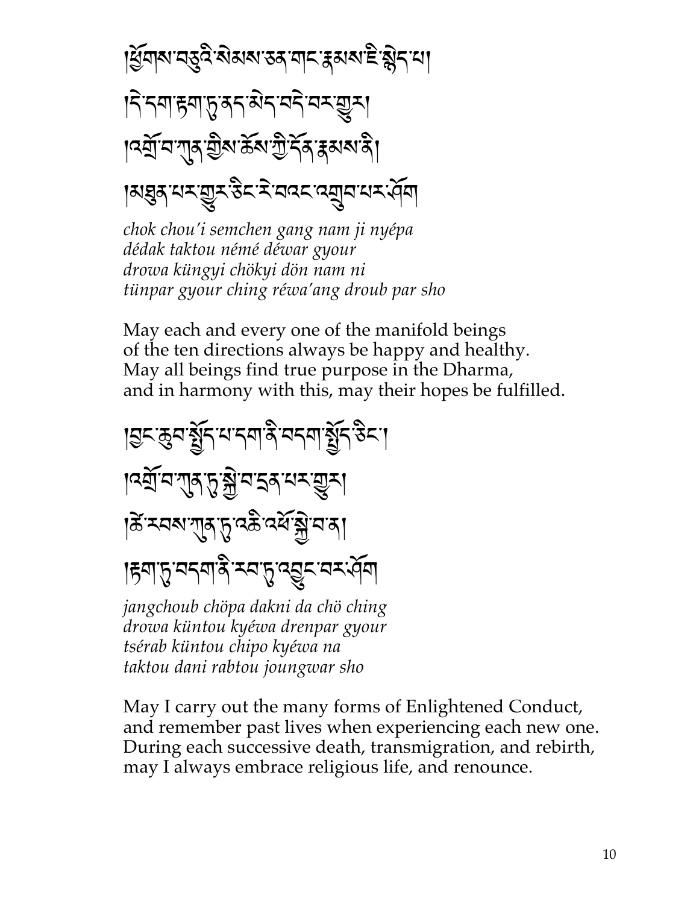།ཕྱོགས་བཅུའི་སེམས་ཅན་གང་རྣམས་ཇི་སྙེད་པ།
།དེ་དག་རྟག་ཏུ་ནད་མེད་བདེ་བར་གྱུར།
།འགྲོ་བ་ཀུན་གྱིས་ཆོས་ཀྱི་དོན་རྣམས་ནི།
།མཐུན་པར་གྱུར་ཅིང་རེ་བའང་འགྲུབ་པར་ཤོག

*chok chou'i semchen gang nam ji nyépa*
*dédak taktou némé déwar gyour*
*drowa küngyi chökyi dön nam ni*
*tünpar gyour ching réwa'ang droub par sho*

May each and every one of the manifold beings
of the ten directions always be happy and healthy.
May all beings find true purpose in the Dharma,
and in harmony with this, may their hopes be fulfilled.

།བྱང་ཆུབ་སྤྱོད་པ་དག་ནི་བདག་སྤྱོད་ཅིང་།
།འགྲོ་བ་ཀུན་ཏུ་སྐྱེ་བ་དྲན་པར་གྱུར།
།ཚེ་རབས་ཀུན་ཏུ་འཆི་འཕོ་སྐྱེ་བ་ན།
།རྟག་ཏུ་བདག་ནི་རབ་ཏུ་འབྱུང་བར་ཤོག

*jangchoub chöpa dakni da chö ching*
*drowa küntou kyéwa drenpar gyour*
*tsérab küntou chipo kyéwa na*
*taktou dani rabtou joungwar sho*

May I carry out the many forms of Enlightened Conduct,
and remember past lives when experiencing each new one.
During each successive death, transmigration, and rebirth,
may I always embrace religious life, and renounce.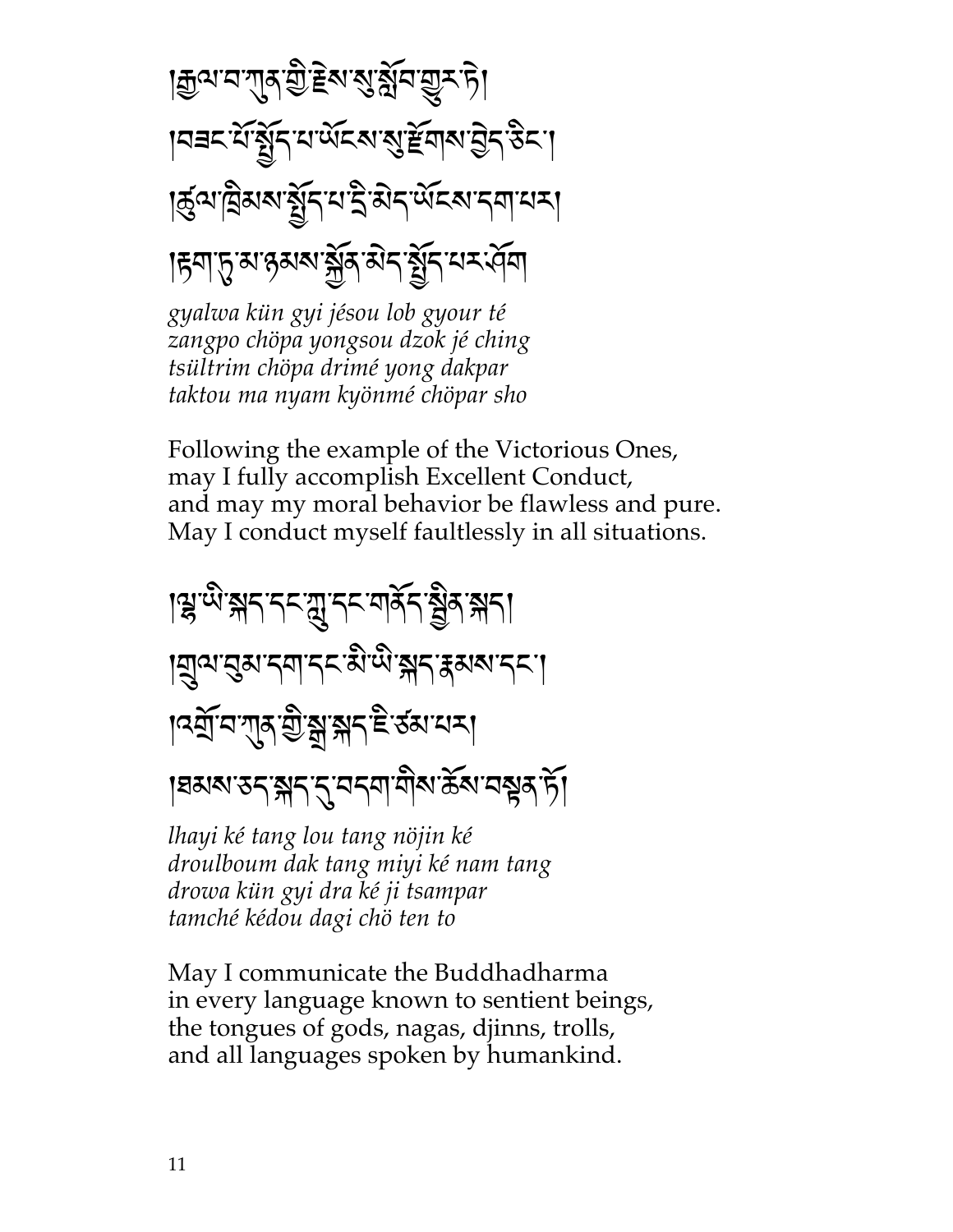།རྒྱལ་བ་ཀུན་གྱི་རྗེས་སུ་སློབ་གྱུར་ཏེ།
།བཟང་པོ་སྤྱོད་པ་ཡོངས་སུ་རྫོགས་བྱེད་ཅིང་།
།ཚུལ་ཁྲིམས་སྤྱོད་པ་དྲི་མེད་ཡོངས་དག་པར།
།རྟག་ཏུ་མ་ཉམས་སྐྱོན་མེད་སྤྱོད་པར་ཤོག

*gyalwa kün gyi jésou lob gyour té*
*zangpo chöpa yongsou dzok jé ching*
*tsültrim chöpa drimé yong dakpar*
*taktou ma nyam kyönmé chöpar sho*

Following the example of the Victorious Ones,
may I fully accomplish Excellent Conduct,
and may my moral behavior be flawless and pure.
May I conduct myself faultlessly in all situations.

།ལྷ་ཡི་སྐད་དང་ཀླུ་དང་གནོད་སྦྱིན་སྐད།
།གྲུལ་བུམ་དག་དང་མི་ཡི་སྐད་རྣམས་དང་།
།འགྲོ་བ་ཀུན་གྱི་སྒྲ་སྐད་ཇི་ཙམ་པར།
།ཐམས་ཅད་སྐད་དུ་བདག་གིས་ཆོས་བསྟན་ཏོ།

*lhayi ké tang lou tang nöjin ké*
*droulboum dak tang miyi ké nam tang*
*drowa kün gyi dra ké ji tsampar*
*tamché kédou dagi chö ten to*

May I communicate the Buddhadharma
in every language known to sentient beings,
the tongues of gods, nagas, djinns, trolls,
and all languages spoken by humankind.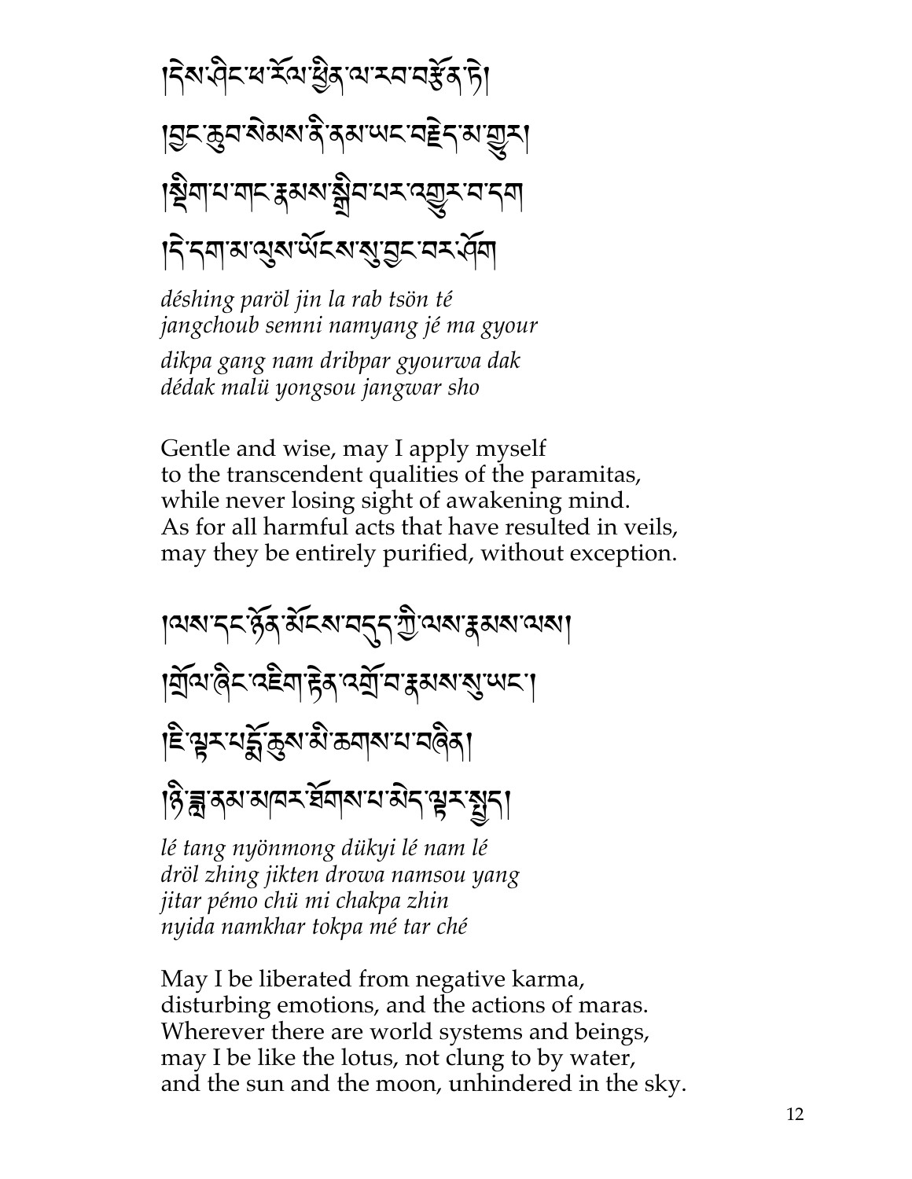།དེས་ཤིང་ཕ་རོལ་ཕྱིན་ལ་རབ་བརྩོན་ཏེ།
།བྱང་ཆུབ་སེམས་ནི་ནམ་ཡང་བརྗེད་མ་གྱུར།
།སྡིག་པ་གང་རྣམས་སྒྲིབ་པར་འགྱུར་བ་དག
།དེ་དག་མ་ལུས་ཡོངས་སུ་བྱང་བར་ཤོག

*déshing paröl jin la rab tsön té*
*jangchoub semni namyang jé ma gyour*
*dikpa gang nam dribpar gyourwa dak*
*dédak malü yongsou jangwar sho*

Gentle and wise, may I apply myself
to the transcendent qualities of the paramitas,
while never losing sight of awakening mind.
As for all harmful acts that have resulted in veils,
may they be entirely purified, without exception.

།ལས་དང་ཉོན་མོངས་བདུད་ཀྱི་ལས་རྣམས་ལས།
།གྲོལ་ཞིང་འཇིག་རྟེན་འགྲོ་བ་རྣམས་སུ་ཡང་།
།ཇི་ལྟར་པདྨོ་ཆུས་མི་ཆགས་པ་བཞིན།
།ཉི་ཟླ་ནམ་མཁར་ཐོགས་པ་མེད་ལྟར་སྤྱད།

*lé tang nyönmong dükyi lé nam lé*
*dröl zhing jikten drowa namsou yang*
*jitar pémo chü mi chakpa zhin*
*nyida namkhar tokpa mé tar ché*

May I be liberated from negative karma,
disturbing emotions, and the actions of maras.
Wherever there are world systems and beings,
may I be like the lotus, not clung to by water,
and the sun and the moon, unhindered in the sky.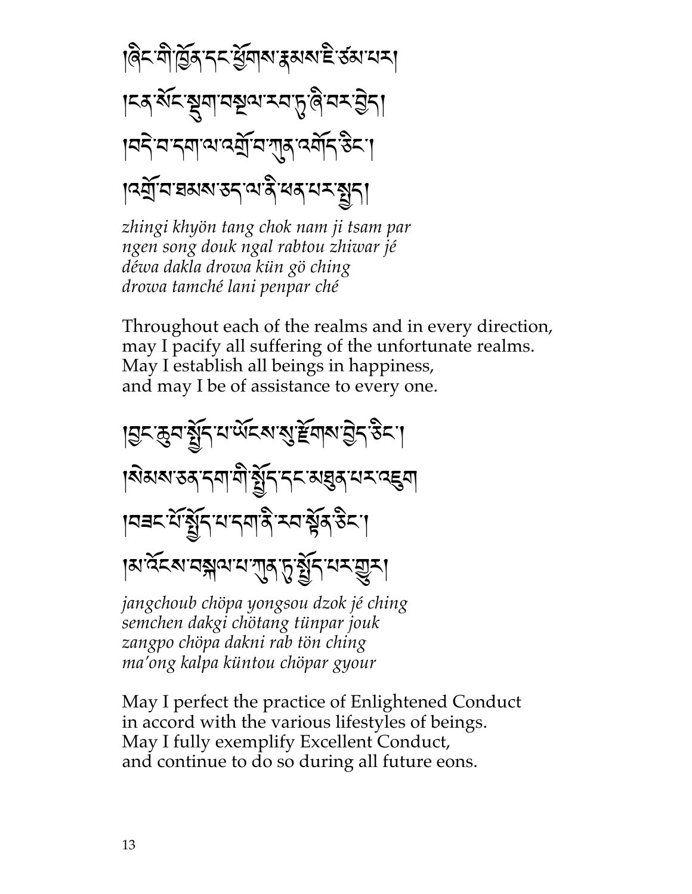།ཞིང་གི་ཁྱོན་དང་ཕྱོགས་རྣམས་ཇི་ཙམ་པར།

།ངན་སོང་སྡུག་བསྔལ་རབ་ཏུ་ཞི་བར་བྱེད།

།བདེ་བ་དག་ལ་འགྲོ་བ་ཀུན་འགོད་ཅིང་།

།འགྲོ་བ་ཐམས་ཅད་ལ་ནི་ཕན་པར་སྤྱོད།

*zhingi khyön tang chok nam ji tsam par*
*ngen song douk ngal rabtou zhiwar jé*
*déwa dakla drowa kün gö ching*
*drowa tamché lani penpar ché*

Throughout each of the realms and in every direction,
may I pacify all suffering of the unfortunate realms.
May I establish all beings in happiness,
and may I be of assistance to every one.

།བྱང་ཆུབ་སྤྱོད་པ་ཡོངས་སུ་རྫོགས་བྱེད་ཅིང་།

།སེམས་ཅན་དག་གི་སྤྱོད་དང་མཐུན་པར་འཇུག

།བཟང་པོ་སྤྱོད་པ་དག་ནི་རབ་སྟོན་ཅིང་།

།མ་འོངས་བསྐལ་པ་ཀུན་ཏུ་སྤྱོད་པར་གྱུར།

*jangchoub chöpa yongsou dzok jé ching*
*semchen dakgi chötang tünpar jouk*
*zangpo chöpa dakni rab tön ching*
*ma'ong kalpa küntou chöpar gyour*

May I perfect the practice of Enlightened Conduct
in accord with the various lifestyles of beings.
May I fully exemplify Excellent Conduct,
and continue to do so during all future eons.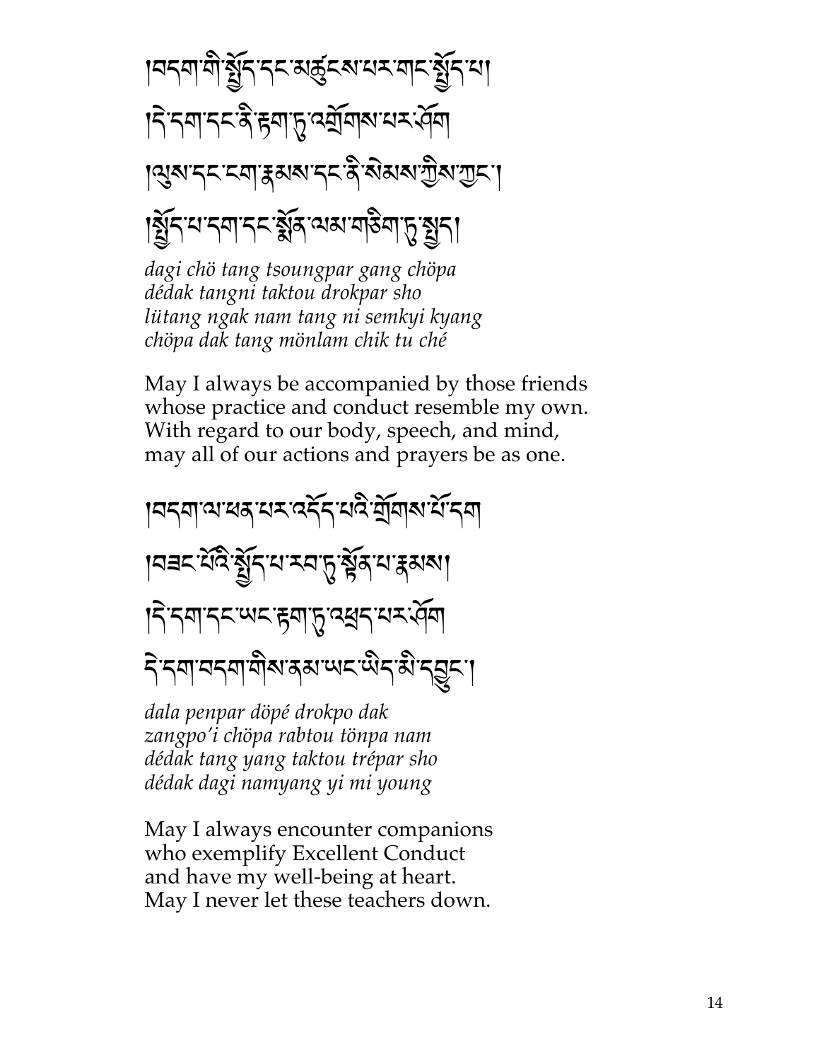།བདག་གི་སྤྱོད་དང་མཚུངས་པར་གང་སྤྱོད་པ།
།དེ་དག་དང་ནི་རྟག་ཏུ་འགྲོགས་པར་ཤོག
།ལུས་དང་ངག་རྣམས་དང་ནི་སེམས་ཀྱིས་ཀྱང་།
།སྤྱོད་པ་དག་དང་སྨོན་ལམ་གཅིག་ཏུ་སྤྱད།

*dagi chö tang tsoungpar gang chöpa*
*dédak tangni taktou drokpar sho*
*lütang ngak nam tang ni semkyi kyang*
*chöpa dak tang mönlam chik tu ché*

May I always be accompanied by those friends
whose practice and conduct resemble my own.
With regard to our body, speech, and mind,
may all of our actions and prayers be as one.

།བདག་ལ་ཕན་པར་འདོད་པའི་གྲོགས་པོ་དག
།བཟང་པོའི་སྤྱོད་པ་རབ་ཏུ་སྟོན་པ་རྣམས།
།དེ་དག་དང་ཡང་རྟག་ཏུ་འཕྲད་པར་ཤོག
དེ་དག་བདག་གིས་ནམ་ཡང་ཡིད་མི་དབྱུང་།

*dala penpar döpé drokpo dak*
*zangpo'i chöpa rabtou tönpa nam*
*dédak tang yang taktou trépar sho*
*dédak dagi namyang yi mi young*

May I always encounter companions
who exemplify Excellent Conduct
and have my well-being at heart.
May I never let these teachers down.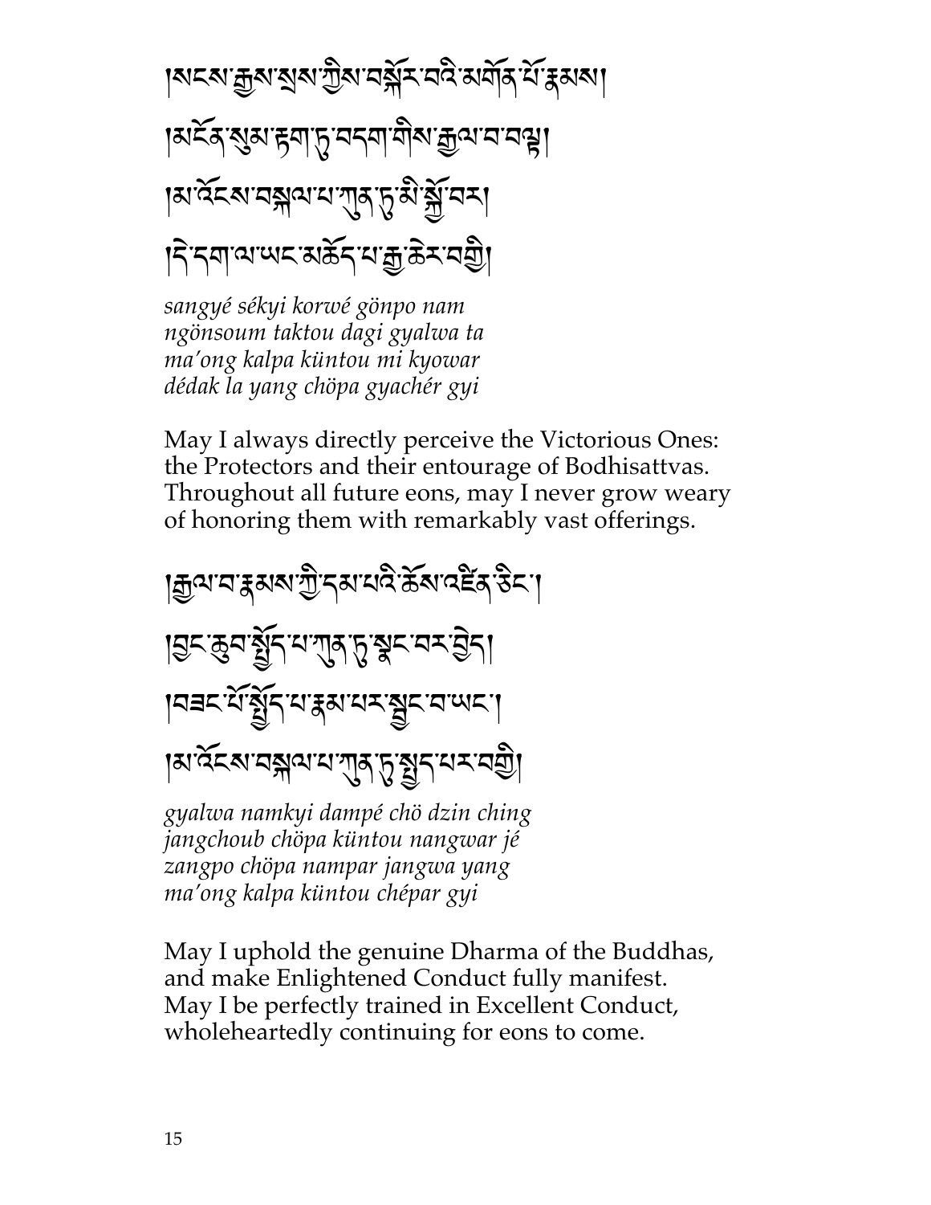།སངས་རྒྱས་སྲས་ཀྱིས་བསྐོར་བའི་མགོན་པོ་རྣམས། 
།མངོན་སུམ་རྟག་ཏུ་བདག་གིས་རྒྱལ་བ་བལྟ། 
།མ་འོངས་བསྐལ་པ་ཀུན་ཏུ་མི་སྐྱོ་བར། 
།དེ་དག་ལ་ཡང་མཆོད་པ་རྒྱ་ཆེར་བགྱི། 

*sangyé sékyi korwé gönpo nam*
*ngönsoum taktou dagi gyalwa ta*
*ma'ong kalpa küntou mi kyowar*
*dédak la yang chöpa gyachér gyi*

May I always directly perceive the Victorious Ones:
the Protectors and their entourage of Bodhisattvas.
Throughout all future eons, may I never grow weary
of honoring them with remarkably vast offerings.

།རྒྱལ་བ་རྣམས་ཀྱི་དམ་པའི་ཆོས་འཛིན་ཅིང་། 
།བྱང་ཆུབ་སྤྱོད་པ་ཀུན་ཏུ་སྣང་བར་བྱེད། 
།བཟང་པོ་སྤྱོད་པ་རྣམ་པར་སྦྱང་བ་ཡང་། 
།མ་འོངས་བསྐལ་པ་ཀུན་ཏུ་སྤྱད་པར་བགྱི། 

*gyalwa namkyi dampé chö dzin ching*
*jangchoub chöpa küntou nangwar jé*
*zangpo chöpa nampar jangwa yang*
*ma'ong kalpa küntou chépar gyi*

May I uphold the genuine Dharma of the Buddhas,
and make Enlightened Conduct fully manifest.
May I be perfectly trained in Excellent Conduct,
wholeheartedly continuing for eons to come.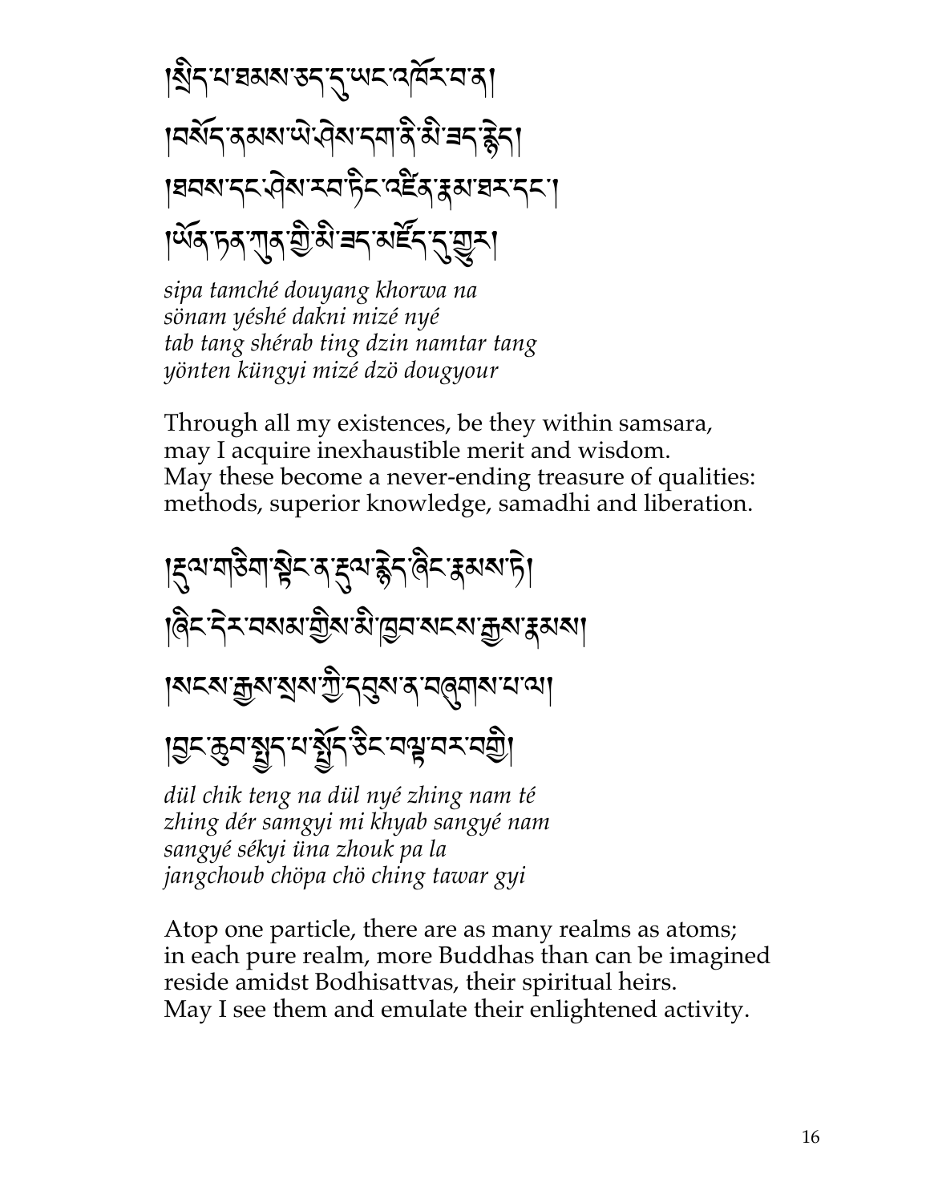།སྲིད་པ་ཐམས་ཅད་དུ་ཡང་འཁོར་བ་ན།
།བསོད་ནམས་ཡེ་ཤེས་དག་ནི་མི་ཟད་རྙེད།
།ཐབས་དང་ཤེས་རབ་ཏིང་འཛིན་རྣམ་ཐར་དང་།
།ཡོན་ཏན་ཀུན་གྱི་མི་ཟད་མཛོད་དུ་གྱུར།

*sipa tamché douyang khorwa na*
*sönam yéshé dakni mizé nyé*
*tab tang shérab ting dzin namtar tang*
*yönten küngyi mizé dzö dougyour*

Through all my existences, be they within samsara,
may I acquire inexhaustible merit and wisdom.
May these become a never-ending treasure of qualities:
methods, superior knowledge, samadhi and liberation.

།རྡུལ་གཅིག་སྟེང་ན་རྡུལ་སྙེད་ཞིང་རྣམས་ཏེ།
།ཞིང་དེར་བསམ་གྱིས་མི་ཁྱབ་སངས་རྒྱས་རྣམས།
།སངས་རྒྱས་སྲས་ཀྱི་དབུས་ན་བཞུགས་པ་ལ།
།བྱང་ཆུབ་སྤྱོད་པ་སྤྱོད་ཅིང་བལྟ་བར་བགྱི།

*dül chik teng na dül nyé zhing nam té*
*zhing dér samgyi mi khyab sangyé nam*
*sangyé sékyi üna zhouk pa la*
*jangchoub chöpa chö ching tawar gyi*

Atop one particle, there are as many realms as atoms;
in each pure realm, more Buddhas than can be imagined
reside amidst Bodhisattvas, their spiritual heirs.
May I see them and emulate their enlightened activity.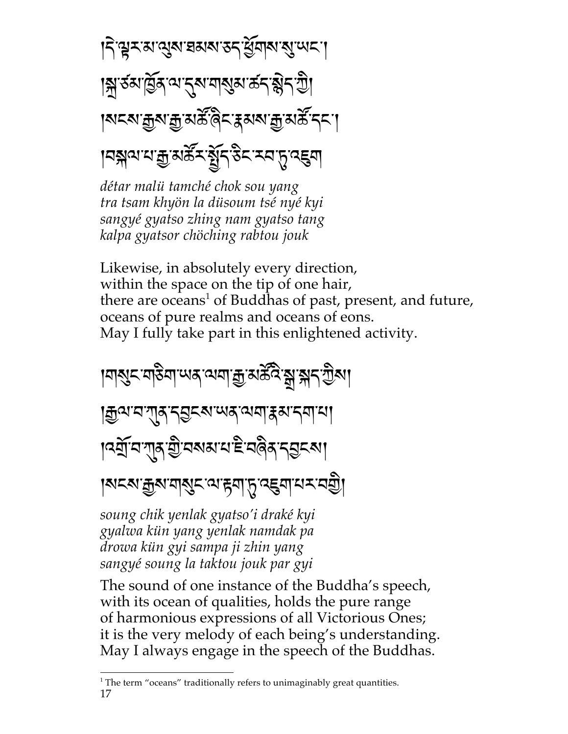།དེ་ལྟར་མ་ལུས་ཐམས་ཅད་ཕྱོགས་སུ་ཡང་།

།སྐྲ་ཙམ་ཁྱོན་ལ་དུས་གསུམ་ཚད་སྙེད་ཀྱི།

།སངས་རྒྱས་རྒྱ་མཚོ་ཞིང་རྣམས་རྒྱ་མཚོ་དང་།

།བསྐལ་པ་རྒྱ་མཚོར་སྤྱོད་ཅིང་རབ་ཏུ་འཇུག

*détar malü tamché chok sou yang*
*tra tsam khyön la düsoum tsé nyé kyi*
*sangyé gyatso zhing nam gyatso tang*
*kalpa gyatsor chöching rabtou jouk*

Likewise, in absolutely every direction,
within the space on the tip of one hair,
there are oceans[1] of Buddhas of past, present, and future,
oceans of pure realms and oceans of eons.
May I fully take part in this enlightened activity.

།གསུང་གཅིག་ཡན་ལག་རྒྱ་མཚོའི་སྒྲ་སྐད་ཀྱིས།

།རྒྱལ་བ་ཀུན་དབྱངས་ཡན་ལག་རྣམ་དག་པ།

།འགྲོ་བ་ཀུན་གྱི་བསམ་པ་ཇི་བཞིན་དབྱངས།

།སངས་རྒྱས་གསུང་ལ་རྟག་ཏུ་འཇུག་པར་བགྱི།

*soung chik yenlak gyatso'i draké kyi*
*gyalwa kün yang yenlak namdak pa*
*drowa kün gyi sampa ji zhin yang*
*sangyé soung la taktou jouk par gyi*

The sound of one instance of the Buddha's speech,
with its ocean of qualities, holds the pure range
of harmonious expressions of all Victorious Ones;
it is the very melody of each being's understanding.
May I always engage in the speech of the Buddhas.

[1] The term "oceans" traditionally refers to unimaginably great quantities.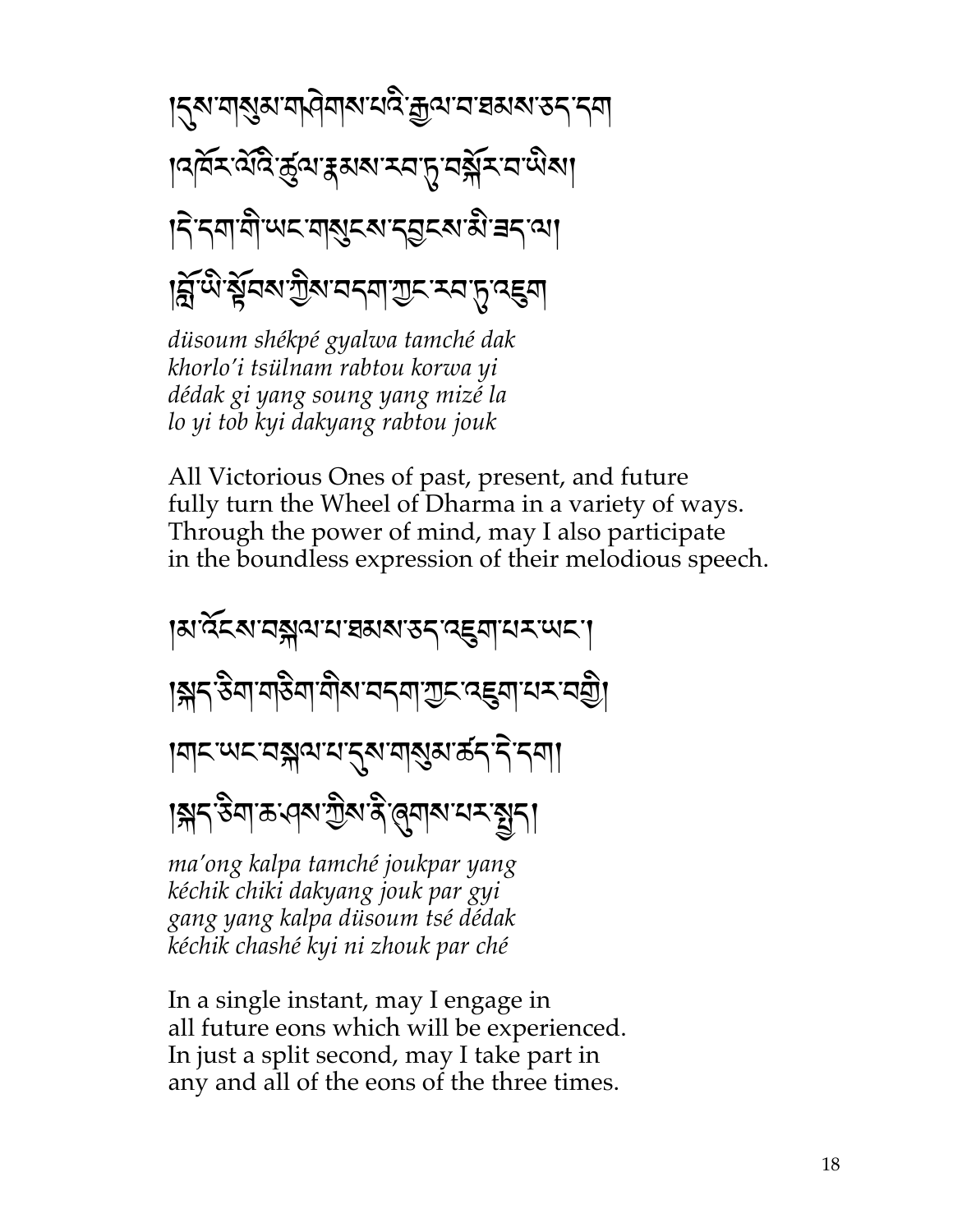།དུས་གསུམ་གཤེགས་པའི་རྒྱལ་བ་ཐམས་ཅད་དག
།འཁོར་ལོའི་ཚུལ་རྣམས་རབ་ཏུ་བསྐོར་བ་ཡིས།
།དེ་དག་གི་ཡང་གསུང་དབྱངས་མི་ཟད་ལ།
།བློ་ཡི་སྟོབས་ཀྱིས་བདག་ཀྱང་རབ་ཏུ་འཇུག

*düsoum shékpé gyalwa tamché dak*
*khorlo'i tsülnam rabtou korwa yi*
*dédak gi yang soung yang mizé la*
*lo yi tob kyi dakyang rabtou jouk*

All Victorious Ones of past, present, and future
fully turn the Wheel of Dharma in a variety of ways.
Through the power of mind, may I also participate
in the boundless expression of their melodious speech.

།མ་འོངས་བསྐལ་པ་ཐམས་ཅད་འཇུག་པར་ཡང་།
།སྐད་ཅིག་གཅིག་གིས་བདག་ཀྱང་འཇུག་པར་བགྱི།
།གང་ཡང་བསྐལ་པ་དུས་གསུམ་ཚད་དེ་དག
།སྐད་ཅིག་ཆ་ཤས་ཀྱིས་ནི་ཞུགས་པར་སྤྱད།

*ma'ong kalpa tamché joukpar yang*
*kéchik chiki dakyang jouk par gyi*
*gang yang kalpa düsoum tsé dédak*
*kéchik chashé kyi ni zhouk par ché*

In a single instant, may I engage in
all future eons which will be experienced.
In just a split second, may I take part in
any and all of the eons of the three times.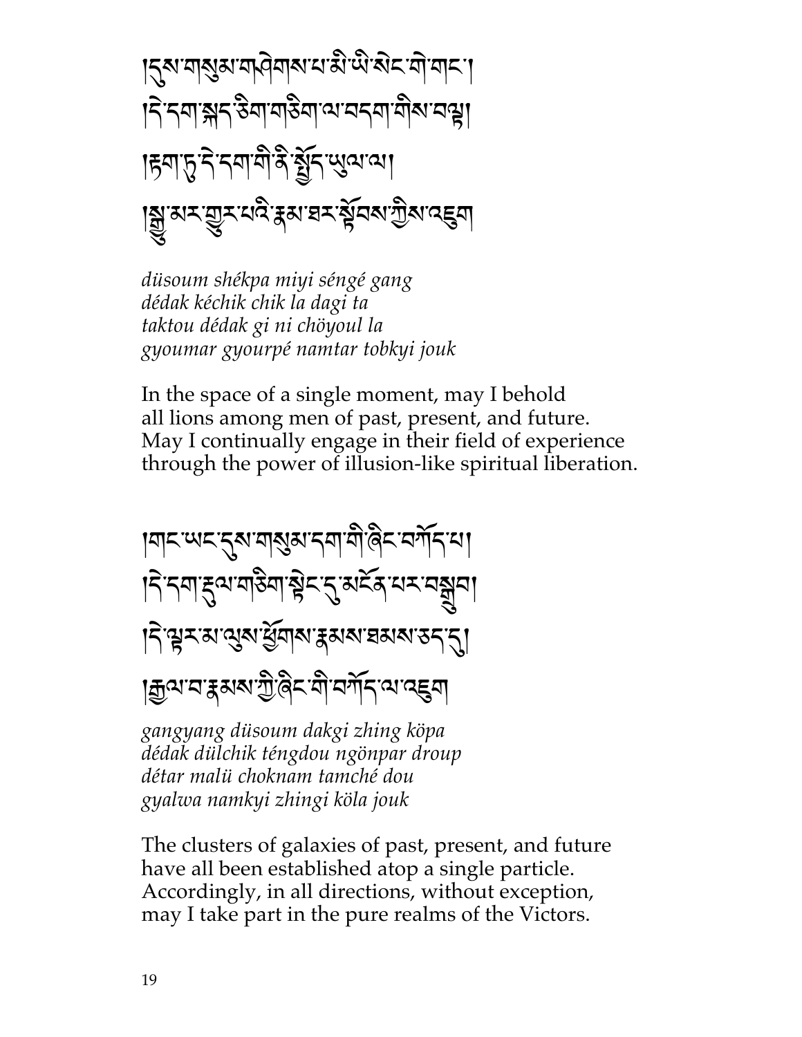།དུས་གསུམ་གཤེགས་པ་མི་ཡི་སེང་གེ་གང་།
།དེ་དག་སྐད་ཅིག་གཅིག་ལ་བདག་གིས་བལྟ།
།རྟག་ཏུ་དེ་དག་གི་ནི་སྤྱོད་ཡུལ་ལ།
།སྒྱུ་མར་གྱུར་པའི་རྣམ་ཐར་སྟོབས་ཀྱིས་འཇུག

*düsoum shékpa miyi séngé gang*
*dédak kéchik chik la dagi ta*
*taktou dédak gi ni chöyoul la*
*gyoumar gyourpé namtar tobkyi jouk*

In the space of a single moment, may I behold
all lions among men of past, present, and future.
May I continually engage in their field of experience
through the power of illusion-like spiritual liberation.

།གང་ཡང་དུས་གསུམ་དག་གི་ཞིང་བཀོད་པ།
།དེ་དག་རྡུལ་གཅིག་སྟེང་དུ་མངོན་པར་བསྒྲུབ།
།དེ་ལྟར་མ་ལུས་ཕྱོགས་རྣམས་ཐམས་ཅད་དུ།
།རྒྱལ་བ་རྣམས་ཀྱི་ཞིང་གི་བཀོད་ལ་འཇུག

*gangyang düsoum dakgi zhing köpa*
*dédak dülchik téngdou ngönpar droup*
*détar malü choknam tamché dou*
*gyalwa namkyi zhingi köla jouk*

The clusters of galaxies of past, present, and future
have all been established atop a single particle.
Accordingly, in all directions, without exception,
may I take part in the pure realms of the Victors.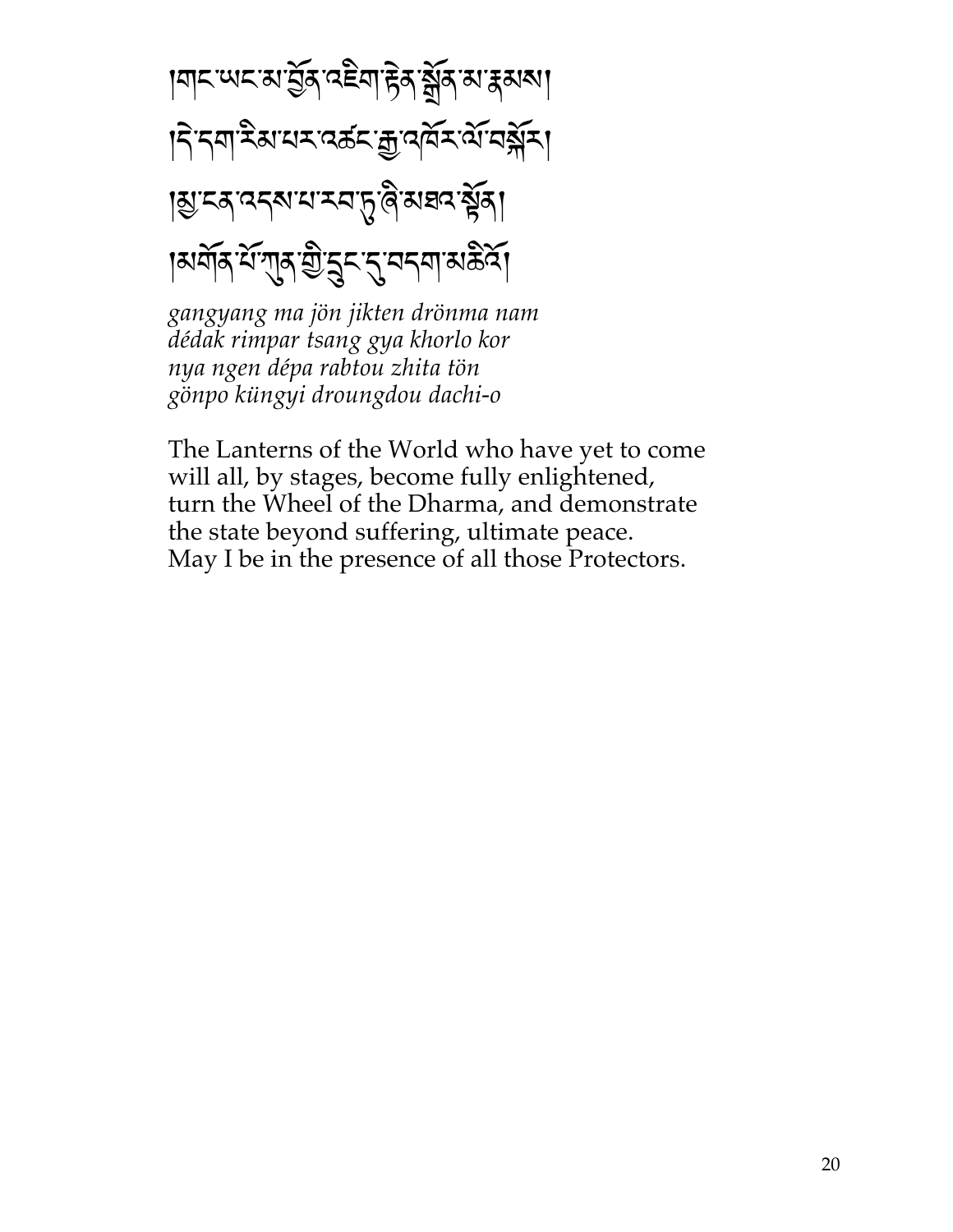།གང་ཡང་མ་བྱོན་འཇིག་རྟེན་སྒྲོན་མ་རྣམས། །དེ་དག་རིམ་པར་འཚང་རྒྱ་འཁོར་ལོ་བསྐོར། །མྱ་ངན་འདས་པ་རབ་ཏུ་ཞི་མཐའ་སྟོན། །མགོན་པོ་ཀུན་གྱི་དྲུང་དུ་བདག་མཆི་འོ།

*gangyang ma jön jikten drönma nam*
*dédak rimpar tsang gya khorlo kor*
*nya ngen dépa rabtou zhita tön*
*gönpo küngyi droungdou dachi-o*

The Lanterns of the World who have yet to come
will all, by stages, become fully enlightened,
turn the Wheel of the Dharma, and demonstrate
the state beyond suffering, ultimate peace.
May I be in the presence of all those Protectors.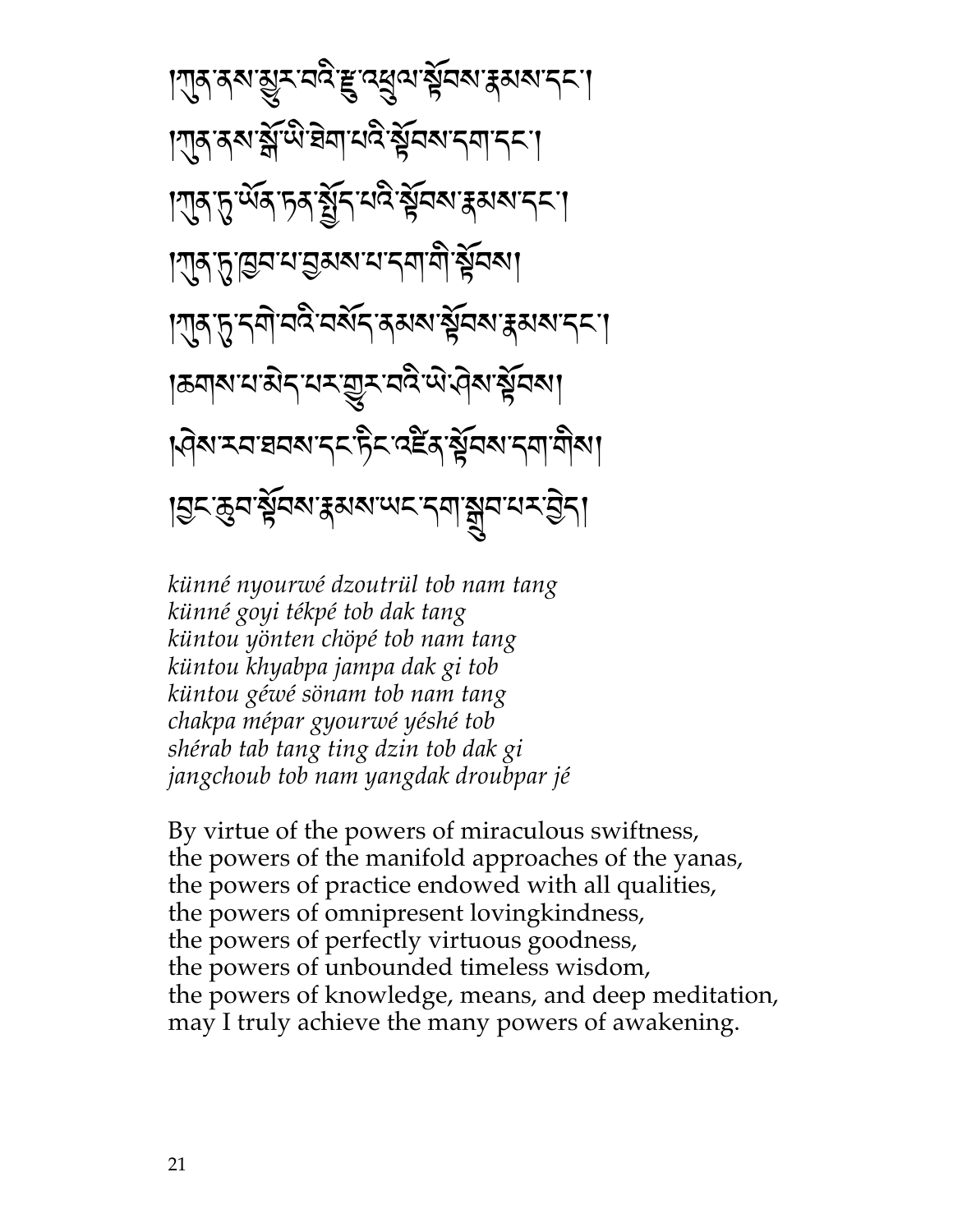།ཀུན་ནས་མྱུར་བའི་རྫུ་འཕྲུལ་སྟོབས་རྣམས་དང་།
།ཀུན་ནས་སྒོ་ཡི་ཐེག་པའི་སྟོབས་དག་དང་།
།ཀུན་ཏུ་ཡོན་ཏན་སྤྱོད་པའི་སྟོབས་རྣམས་དང་།
།ཀུན་ཏུ་ཁྱབ་པ་བྱམས་པ་དག་གི་སྟོབས།
།ཀུན་ཏུ་དགེ་བའི་བསོད་ནམས་སྟོབས་རྣམས་དང་།
།ཆགས་པ་མེད་པར་གྱུར་བའི་ཡེ་ཤེས་སྟོབས།
།ཤེས་རབ་ཐབས་དང་ཏིང་འཛིན་སྟོབས་དག་གིས།
།བྱང་ཆུབ་སྟོབས་རྣམས་ཡང་དག་སྒྲུབ་པར་བྱེད།

*künné nyourwé dzoutrül tob nam tang*
*künné goyi tékpé tob dak tang*
*küntou yönten chöpé tob nam tang*
*küntou khyabpa jampa dak gi tob*
*küntou géwé sönam tob nam tang*
*chakpa mépar gyourwé yéshé tob*
*shérab tab tang ting dzin tob dak gi*
*jangchoub tob nam yangdak droubpar jé*

By virtue of the powers of miraculous swiftness,
the powers of the manifold approaches of the yanas,
the powers of practice endowed with all qualities,
the powers of omnipresent lovingkindness,
the powers of perfectly virtuous goodness,
the powers of unbounded timeless wisdom,
the powers of knowledge, means, and deep meditation,
may I truly achieve the many powers of awakening.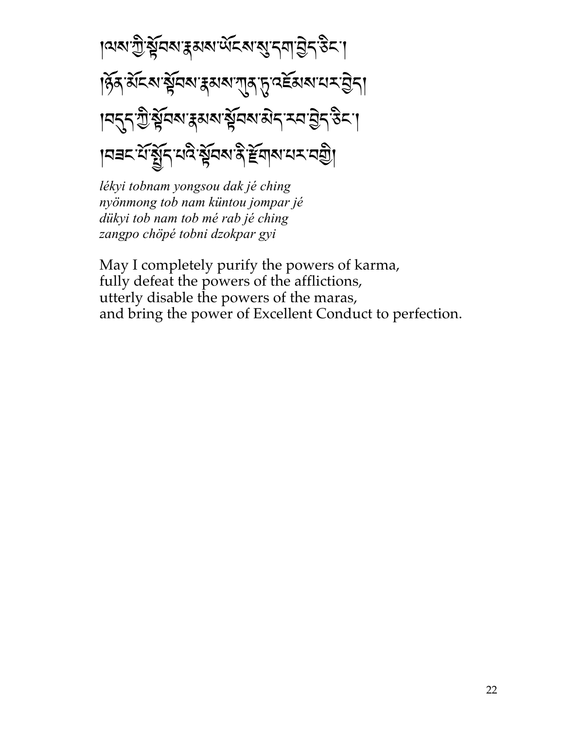།ལས་ཀྱི་སྟོབས་རྣམས་ཡོངས་སུ་དག་བྱེད་ཅིང་།
།ཉོན་མོངས་སྟོབས་རྣམས་ཀུན་ཏུ་འཇོམས་པར་བྱེད།
།བདུད་ཀྱི་སྟོབས་རྣམས་སྟོབས་མེད་རབ་བྱེད་ཅིང་།
།བཟང་པོ་སྤྱོད་པའི་སྟོབས་ནི་རྫོགས་པར་བགྱི།

*lékyi tobnam yongsou dak jé ching*
*nyönmong tob nam küntou jompar jé*
*dükyi tob nam tob mé rab jé ching*
*zangpo chöpé tobni dzokpar gyi*

May I completely purify the powers of karma,
fully defeat the powers of the afflictions,
utterly disable the powers of the maras,
and bring the power of Excellent Conduct to perfection.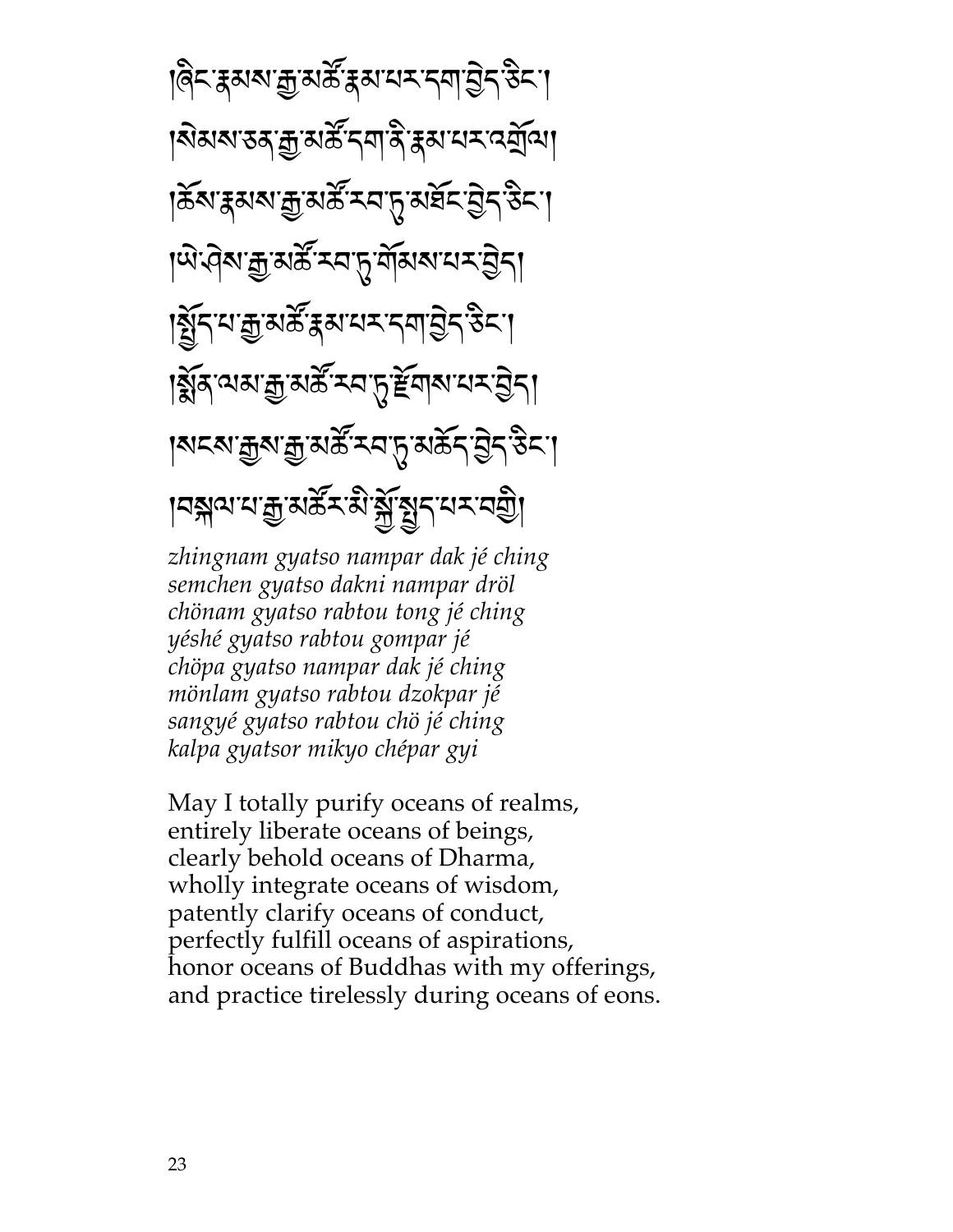།ཞིང་རྣམས་རྒྱ་མཚོ་རྣམ་པར་དག་བྱེད་ཅིང་།
།སེམས་ཅན་རྒྱ་མཚོ་དག་ནི་རྣམ་པར་འགྲོལ།
།ཆོས་རྣམས་རྒྱ་མཚོ་རབ་ཏུ་མཐོང་བྱེད་ཅིང་།
།ཡེ་ཤེས་རྒྱ་མཚོ་རབ་ཏུ་གོམས་པར་བྱེད།
།སྤྱོད་པ་རྒྱ་མཚོ་རྣམ་པར་དག་བྱེད་ཅིང་།
།སྨོན་ལམ་རྒྱ་མཚོ་རབ་ཏུ་རྫོགས་པར་བྱེད།
།སངས་རྒྱས་རྒྱ་མཚོ་རབ་ཏུ་མཆོད་བྱེད་ཅིང་།
།བསྐལ་པ་རྒྱ་མཚོར་མི་སྐྱོ་སྤྱད་པར་བགྱི།

*zhingnam gyatso nampar dak jé ching*
*semchen gyatso dakni nampar dröl*
*chönam gyatso rabtou tong jé ching*
*yéshé gyatso rabtou gompar jé*
*chöpa gyatso nampar dak jé ching*
*mönlam gyatso rabtou dzokpar jé*
*sangyé gyatso rabtou chö jé ching*
*kalpa gyatsor mikyo chépar gyi*

May I totally purify oceans of realms,
entirely liberate oceans of beings,
clearly behold oceans of Dharma,
wholly integrate oceans of wisdom,
patently clarify oceans of conduct,
perfectly fulfill oceans of aspirations,
honor oceans of Buddhas with my offerings,
and practice tirelessly during oceans of eons.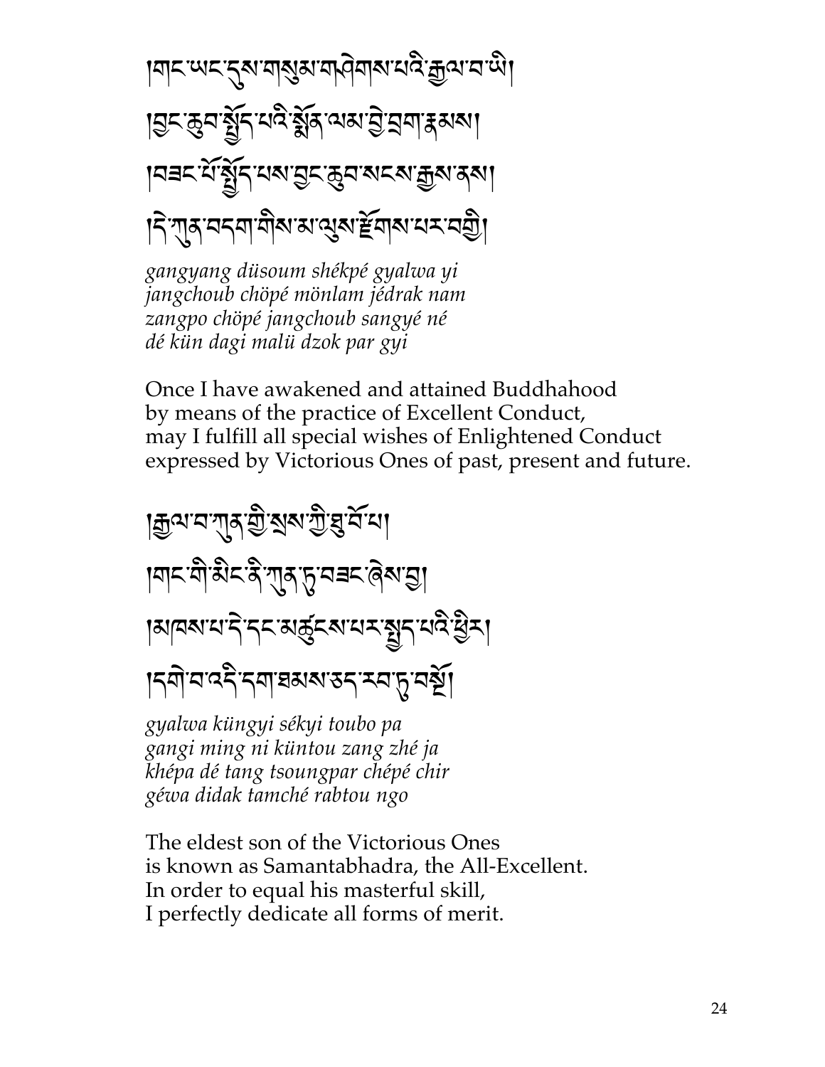།གང་ཡང་དུས་གསུམ་གཤེགས་པའི་རྒྱལ་བ་ཡི།
།བྱང་ཆུབ་སྤྱོད་པའི་སྨོན་ལམ་བྱེ་བྲག་རྣམས།
།བཟང་པོ་སྤྱོད་པས་བྱང་ཆུབ་སངས་རྒྱས་ནས།
།དེ་ཀུན་བདག་གིས་མ་ལུས་རྫོགས་པར་བགྱི།

*gangyang düsoum shékpé gyalwa yi*
*jangchoub chöpé mönlam jédrak nam*
*zangpo chöpé jangchoub sangyé né*
*dé kün dagi malü dzok par gyi*

Once I have awakened and attained Buddhahood
by means of the practice of Excellent Conduct,
may I fulfill all special wishes of Enlightened Conduct
expressed by Victorious Ones of past, present and future.

།རྒྱལ་བ་ཀུན་གྱི་སྲས་ཀྱི་ཐུ་བོ་པ།
།གང་གི་མིང་ནི་ཀུན་ཏུ་བཟང་ཞེས་བྱ།
།མཁས་པ་དེ་དང་མཚུངས་པར་སྤྱད་པའི་ཕྱིར།
།དགེ་བ་འདི་དག་ཐམས་ཅད་རབ་ཏུ་བསྔོ།

*gyalwa küngyi sékyi toubo pa*
*gangi ming ni küntou zang zhé ja*
*khépa dé tang tsoungpar chépé chir*
*géwa didak tamché rabtou ngo*

The eldest son of the Victorious Ones
is known as Samantabhadra, the All-Excellent.
In order to equal his masterful skill,
I perfectly dedicate all forms of merit.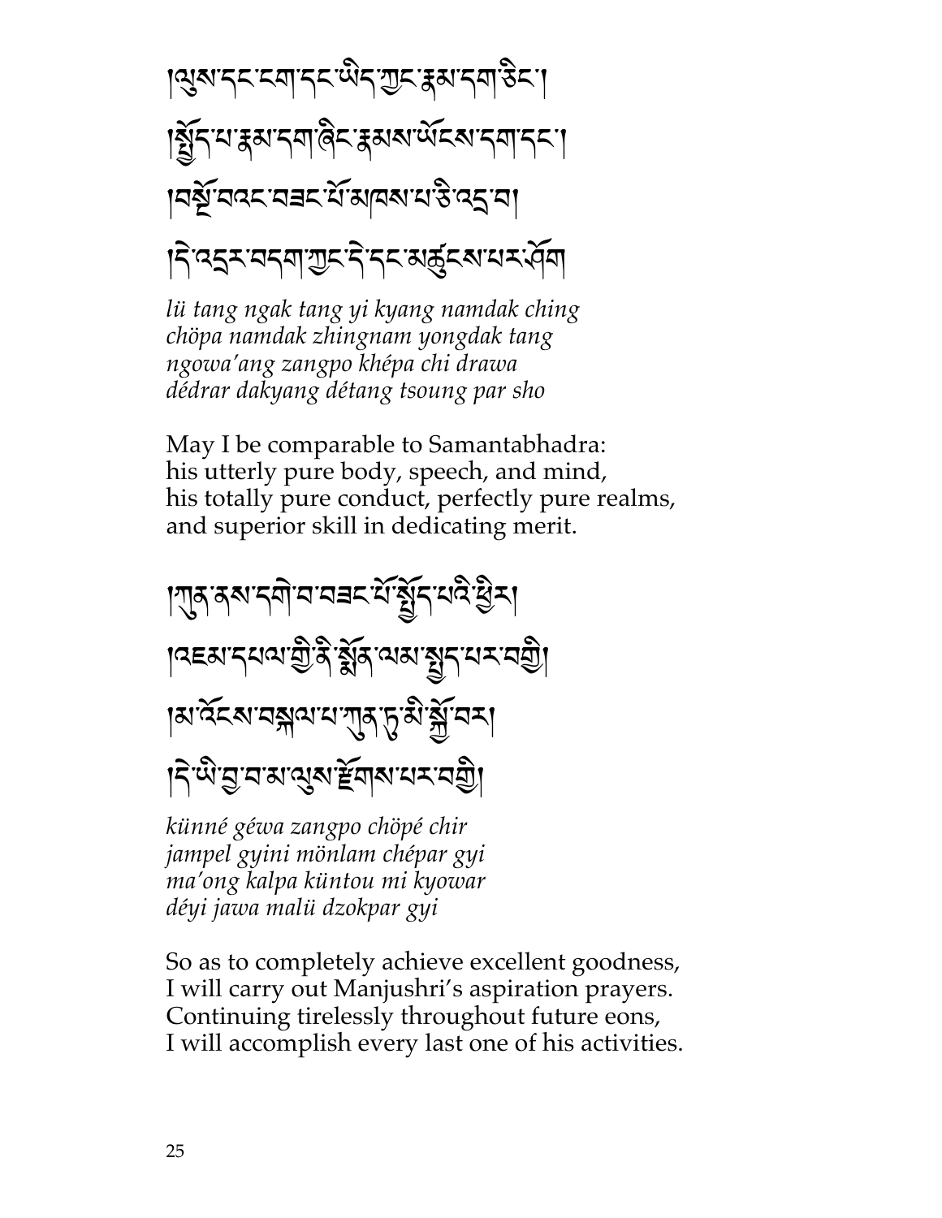།ལུས་དང་ངག་དང་ཡིད་ཀྱང་རྣམ་དག་ཅིང་།
།སྤྱོད་པ་རྣམ་དག་ཞིང་རྣམས་ཡོངས་དག་དང་།
།བསྔོ་བའང་བཟང་པོ་མཁས་པ་ཅི་འདྲ་བ།
།དེ་འདྲར་བདག་ཀྱང་དེ་དང་མཚུངས་པར་ཤོག

*lü tang ngak tang yi kyang namdak ching*
*chöpa namdak zhingnam yongdak tang*
*ngowa'ang zangpo khépa chi drawa*
*dédrar dakyang détang tsoung par sho*

May I be comparable to Samantabhadra:
his utterly pure body, speech, and mind,
his totally pure conduct, perfectly pure realms,
and superior skill in dedicating merit.

།ཀུན་ནས་དགེ་བ་བཟང་པོ་སྤྱོད་པའི་ཕྱིར།
།འཇམ་དཔལ་གྱི་ནི་སྨོན་ལམ་སྤྱད་པར་བགྱི།
།མ་འོངས་བསྐལ་པ་ཀུན་ཏུ་མི་སྐྱོ་བར།
།དེ་ཡི་བྱ་བ་མ་ལུས་རྫོགས་པར་བགྱི།

*künné géwa zangpo chöpé chir*
*jampel gyini mönlam chépar gyi*
*ma'ong kalpa küntou mi kyowar*
*déyi jawa malü dzokpar gyi*

So as to completely achieve excellent goodness,
I will carry out Manjushri's aspiration prayers.
Continuing tirelessly throughout future eons,
I will accomplish every last one of his activities.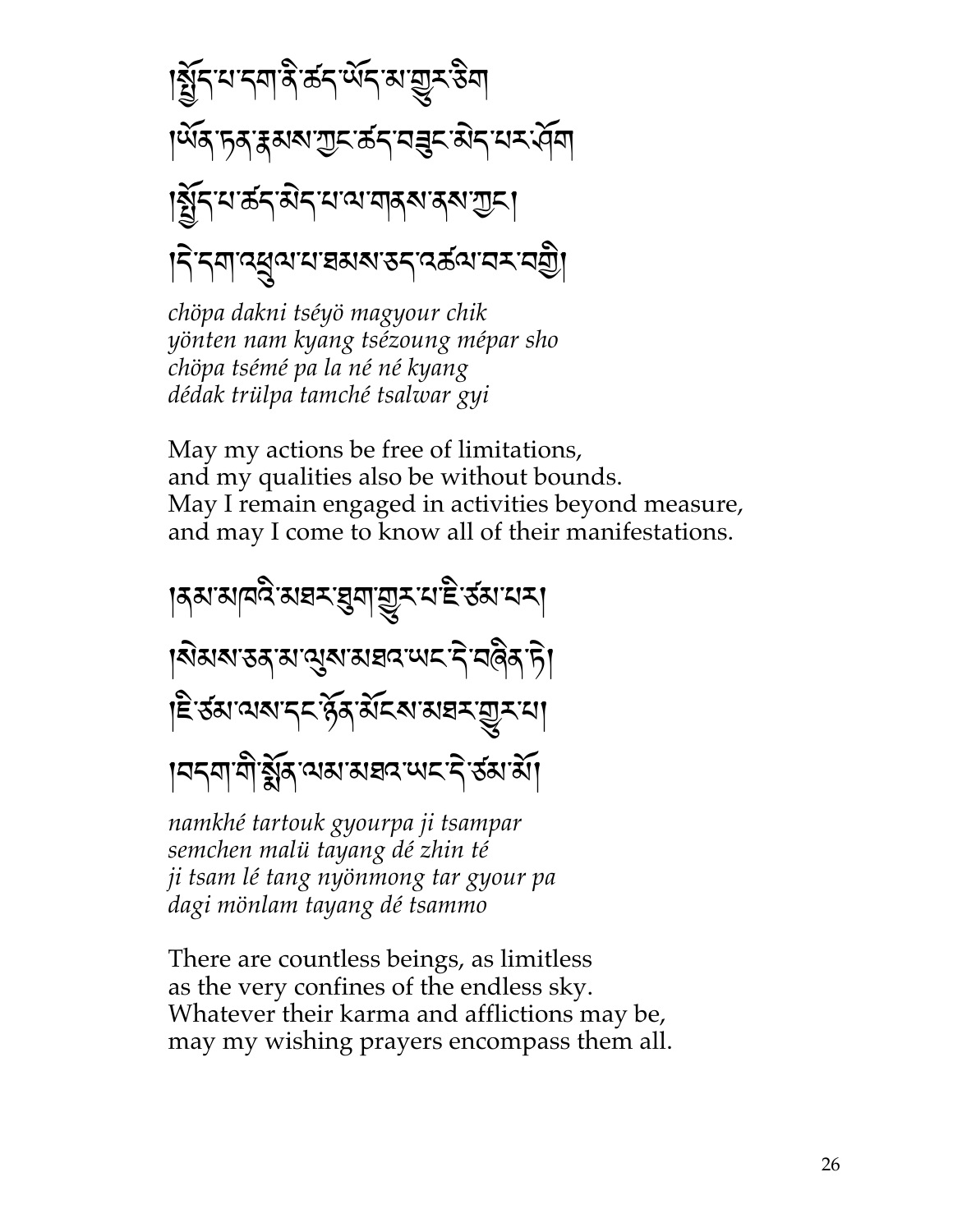།སྤྱོད་པ་དག་ནི་ཚད་ཡོད་མ་གྱུར་ཅིག
།ཡོན་ཏན་རྣམས་ཀྱང་ཚད་བཟུང་མེད་པར་ཤོག
།སྤྱོད་པ་ཚད་མེད་པ་ལ་གནས་ནས་ཀྱང༌།
།དེ་དག་འཕྲུལ་པ་ཐམས་ཅད་འཚལ་བར་བགྱི།

*chöpa dakni tséyö magyour chik*
*yönten nam kyang tsézoung mépar sho*
*chöpa tsémé pa la né né kyang*
*dédak trülpa tamché tsalwar gyi*

May my actions be free of limitations,
and my qualities also be without bounds.
May I remain engaged in activities beyond measure,
and may I come to know all of their manifestations.

།ནམ་མཁའི་མཐར་ཐུག་གྱུར་པ་ཇི་ཙམ་པར།
།སེམས་ཅན་མ་ལུས་མཐའ་ཡང་དེ་བཞིན་ཏེ།
།ཇི་ཙམ་ལས་དང་ཉོན་མོངས་མཐར་གྱུར་པ།
།བདག་གི་སྨོན་ལམ་མཐའ་ཡང་དེ་ཙམ་མོ།

*namkhé tartouk gyourpa ji tsampar*
*semchen malü tayang dé zhin té*
*ji tsam lé tang nyönmong tar gyour pa*
*dagi mönlam tayang dé tsammo*

There are countless beings, as limitless
as the very confines of the endless sky.
Whatever their karma and afflictions may be,
may my wishing prayers encompass them all.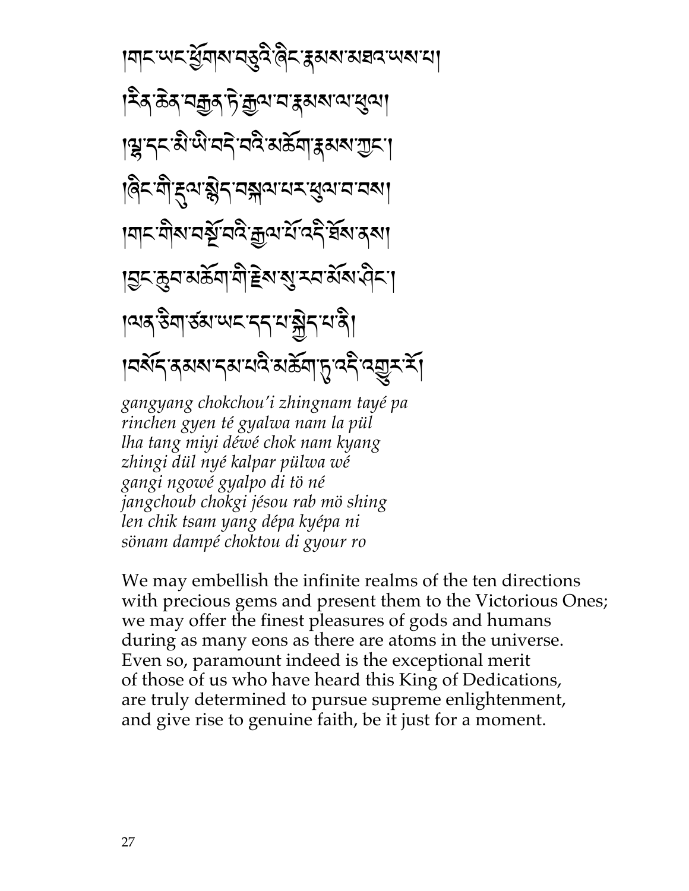།གང་ཡང་ཕྱོགས་བཅུའི་ཞིང་རྣམས་མཐའ་ཡས་པ། །རིན་ཆེན་བརྒྱན་ཏེ་རྒྱལ་བ་རྣམས་ལ་ཕུལ། །ལྷ་དང་མི་ཡི་བདེ་བའི་མཆོག་རྣམས་ཀྱང་། །ཞིང་གི་རྡུལ་སྙེད་བསྐལ་པར་ཕུལ་བ་བས། །གང་གིས་བསྔོ་བའི་རྒྱལ་པོ་འདི་ཐོས་ནས། །བྱང་ཆུབ་མཆོག་གི་རྗེས་སུ་རབ་མོས་ཤིང་། །ལན་ཅིག་ཙམ་ཡང་དད་པ་སྐྱེད་པ་ནི། །བསོད་ནམས་དམ་པའི་མཆོག་ཏུ་འདི་འགྱུར་རོ།

*gangyang chokchou'i zhingnam tayé pa*
*rinchen gyen té gyalwa nam la pül*
*lha tang miyi déwé chok nam kyang*
*zhingi dül nyé kalpar pülwa wé*
*gangi ngowé gyalpo di tö né*
*jangchoub chokgi jésou rab mö shing*
*len chik tsam yang dépa kyépa ni*
*sönam dampé choktou di gyour ro*

We may embellish the infinite realms of the ten directions
with precious gems and present them to the Victorious Ones;
we may offer the finest pleasures of gods and humans
during as many eons as there are atoms in the universe.
Even so, paramount indeed is the exceptional merit
of those of us who have heard this King of Dedications,
are truly determined to pursue supreme enlightenment,
and give rise to genuine faith, be it just for a moment.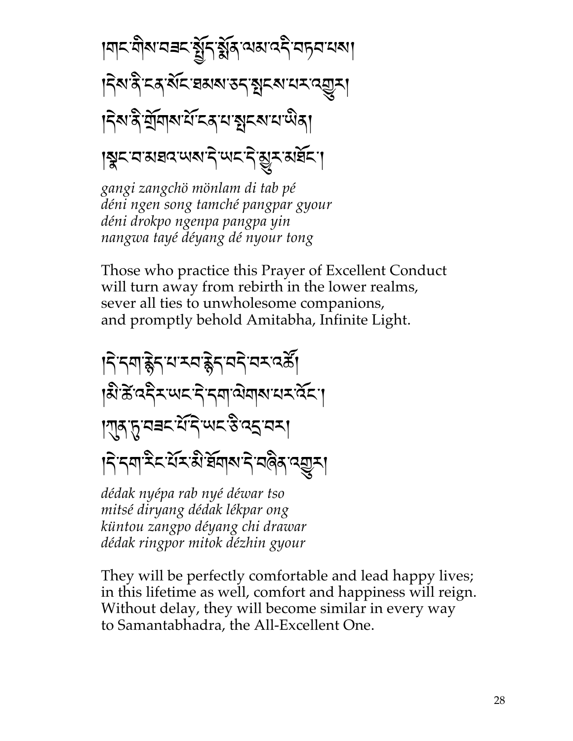།གང་གིས་བཟང་སྤྱོད་སྨོན་ལམ་འདི་བཏབ་པས། །དེས་ནི་ངན་སོང་ཐམས་ཅད་སྤངས་པར་འགྱུར། །དེས་ནི་གྲོགས་པོ་ངན་པ་སྤངས་པ་ཡིན། །སྣང་བ་མཐའ་ཡས་དེ་ཡང་དེ་མྱུར་མཐོང་།

*gangi zangchö mönlam di tab pé*
*déni ngen song tamché pangpar gyour*
*déni drokpo ngenpa pangpa yin*
*nangwa tayé déyang dé nyour tong*

Those who practice this Prayer of Excellent Conduct
will turn away from rebirth in the lower realms,
sever all ties to unwholesome companions,
and promptly behold Amitabha, Infinite Light.

།དེ་དག་རྙེད་པ་རབ་རྙེད་བདེ་བར་འཚོ། །མི་ཚེ་འདིར་ཡང་དེ་དག་ལེགས་པར་འོང་། །ཀུན་ཏུ་བཟང་པོ་དེ་ཡང་ཅི་འདྲ་བར། །དེ་དག་རིང་པོར་མི་ཐོགས་དེ་བཞིན་འགྱུར།

*dédak nyépa rab nyé déwar tso*
*mitsé diryang dédak lékpar ong*
*küntou zangpo déyang chi drawar*
*dédak ringpor mitok dézhin gyour*

They will be perfectly comfortable and lead happy lives;
in this lifetime as well, comfort and happiness will reign.
Without delay, they will become similar in every way
to Samantabhadra, the All-Excellent One.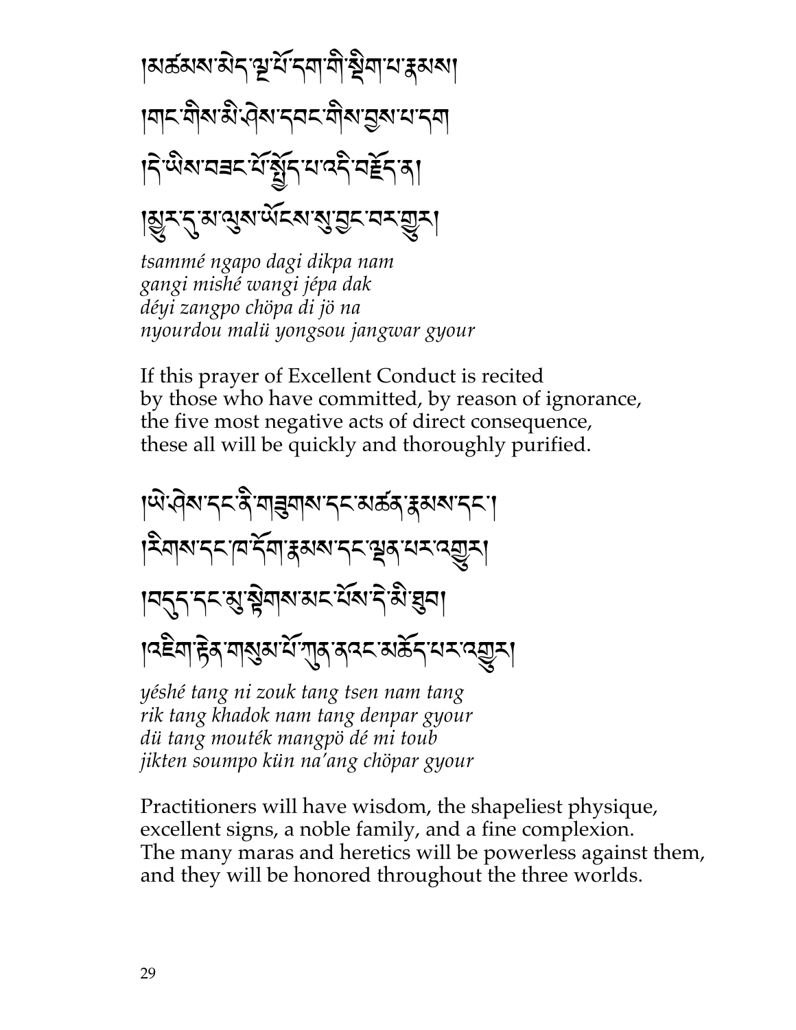།མཚམས་མེད་ལྔ་པོ་དག་གི་སྡིག་པ་རྣམས།
།གང་གིས་མི་ཤེས་དབང་གིས་བྱས་པ་དག
།དེ་ཡིས་བཟང་པོ་སྤྱོད་པ་འདི་བརྗོད་ན།
།མྱུར་དུ་མ་ལུས་ཡོངས་སུ་བྱང་བར་འགྱུར།

*tsammé ngapo dagi dikpa nam*
*gangi mishé wangi jépa dak*
*déyi zangpo chöpa di jö na*
*nyourdou malü yongsou jangwar gyour*

If this prayer of Excellent Conduct is recited
by those who have committed, by reason of ignorance,
the five most negative acts of direct consequence,
these all will be quickly and thoroughly purified.

།ཡེ་ཤེས་དང་ནི་གཟུགས་དང་མཚན་རྣམས་དང་།
།རིགས་དང་ཁ་དོག་རྣམས་དང་ལྡན་པར་འགྱུར།
།བདུད་དང་མུ་སྟེགས་མང་པོས་དེ་མི་ཐུབ།
།འཇིག་རྟེན་གསུམ་པོ་ཀུན་ནའང་མཆོད་པར་འགྱུར།

*yéshé tang ni zouk tang tsen nam tang*
*rik tang khadok nam tang denpar gyour*
*dü tang moutéк mangpö dé mi toub*
*jikten soumpo kün na'ang chöpar gyour*

Practitioners will have wisdom, the shapeliest physique,
excellent signs, a noble family, and a fine complexion.
The many maras and heretics will be powerless against them,
and they will be honored throughout the three worlds.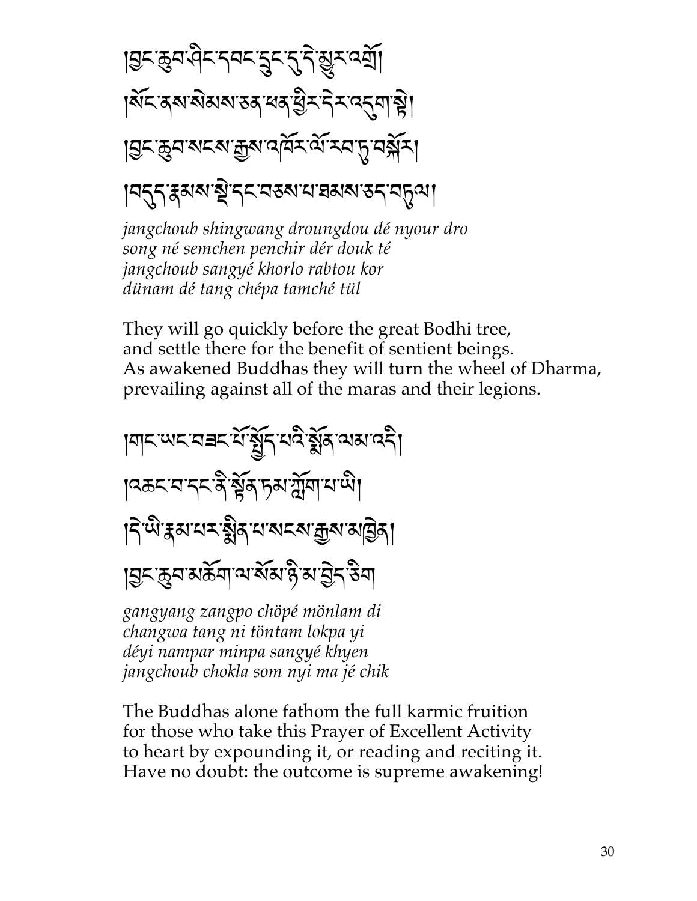།བྱང་ཆུབ་ཤིང་དབང་དྲུང་དུ་དེ་མྱུར་འགྲོ།
།སོང་ནས་སེམས་ཅན་ཕན་ཕྱིར་དེར་འདུག་སྟེ།
།བྱང་ཆུབ་སངས་རྒྱས་འཁོར་ལོ་རབ་ཏུ་བསྐོར།
།བདུད་རྣམས་སྡེ་དང་བཅས་པ་ཐམས་ཅད་བཏུལ།

*jangchoub shingwang droungdou dé nyour dro*
*song né semchen penchir dér douk té*
*jangchoub sangyé khorlo rabtou kor*
*dünam dé tang chépa tamché tül*

They will go quickly before the great Bodhi tree,
and settle there for the benefit of sentient beings.
As awakened Buddhas they will turn the wheel of Dharma,
prevailing against all of the maras and their legions.

།གང་ཡང་བཟང་པོ་སྤྱོད་པའི་སྨོན་ལམ་འདི།
།འཆང་བ་དང་ནི་སྟོན་ཏམ་ཀློག་པ་ཡི།
།དེ་ཡི་རྣམ་པར་སྨིན་པ་སངས་རྒྱས་མཁྱེན།
།བྱང་ཆུབ་མཆོག་ལ་སོམ་ཉི་མ་བྱེད་ཅིག

*gangyang zangpo chöpé mönlam di*
*changwa tang ni töntam lokpa yi*
*déyi nampar minpa sangyé khyen*
*jangchoub chokla som nyi ma jé chik*

The Buddhas alone fathom the full karmic fruition
for those who take this Prayer of Excellent Activity
to heart by expounding it, or reading and reciting it.
Have no doubt: the outcome is supreme awakening!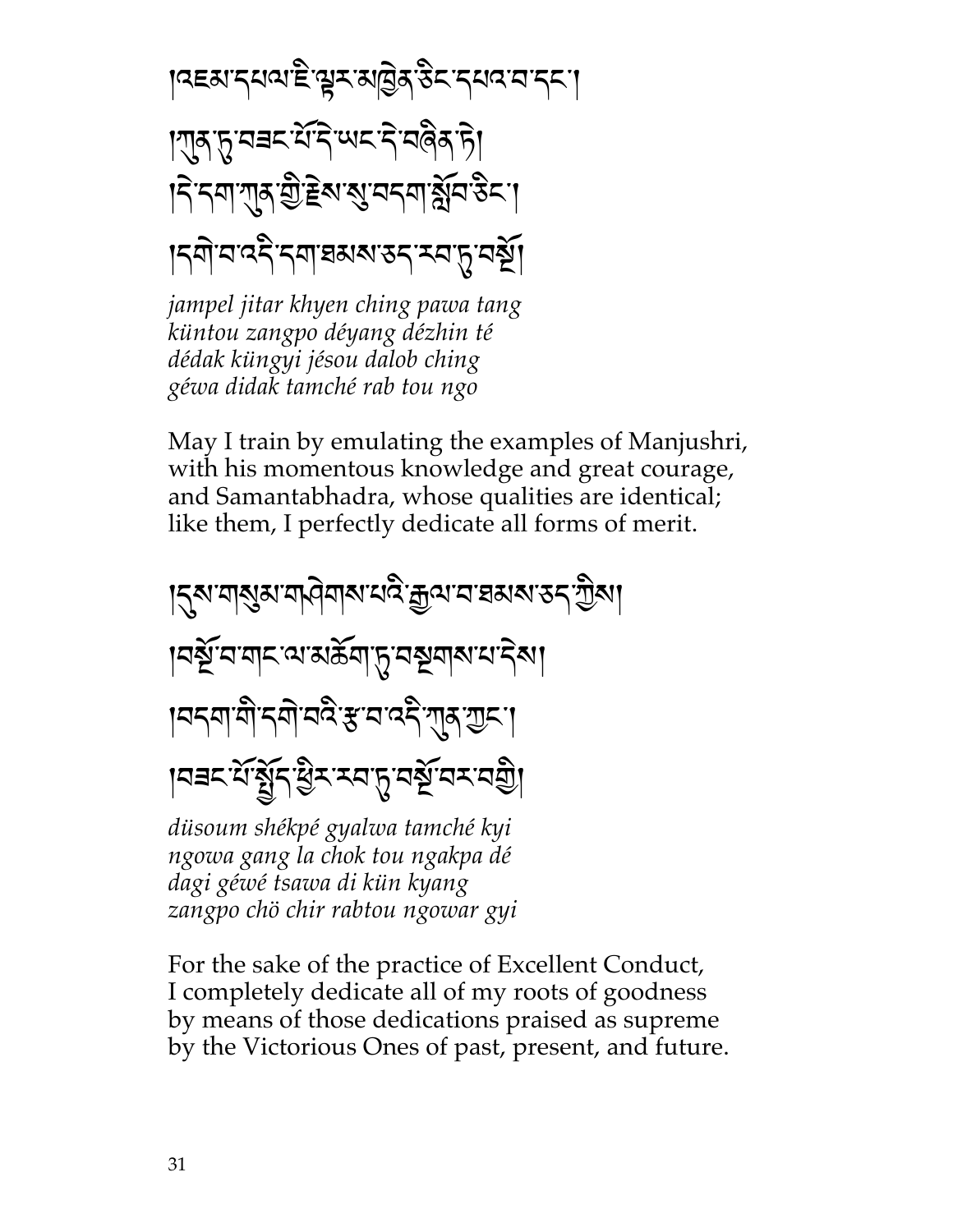།འཇམ་དཔལ་ཇི་ལྟར་མཁྱེན་ཅིང་དཔའ་བ་དང་།

།ཀུན་ཏུ་བཟང་པོ་དེ་ཡང་དེ་བཞིན་ཏེ།

།དེ་དག་ཀུན་གྱི་རྗེས་སུ་བདག་སློབ་ཅིང་།

།དགེ་བ་འདི་དག་ཐམས་ཅད་རབ་ཏུ་བསྔོ།

*jampel jitar khyen ching pawa tang*
*küntou zangpo déyang dézhin té*
*dédak küngyi jésou dalob ching*
*géwa didak tamché rab tou ngo*

May I train by emulating the examples of Manjushri,
with his momentous knowledge and great courage,
and Samantabhadra, whose qualities are identical;
like them, I perfectly dedicate all forms of merit.

།དུས་གསུམ་གཤེགས་པའི་རྒྱལ་བ་ཐམས་ཅད་ཀྱིས།

།བསྔོ་བ་གང་ལ་མཆོག་ཏུ་བསྔགས་པ་དེས།

།བདག་གི་དགེ་བའི་རྩ་བ་འདི་ཀུན་ཀྱང་།

།བཟང་པོ་སྤྱོད་ཕྱིར་རབ་ཏུ་བསྔོ་བར་བགྱི།

*düsoum shékpé gyalwa tamché kyi*
*ngowa gang la chok tou ngakpa dé*
*dagi géwé tsawa di kün kyang*
*zangpo chö chir rabtou ngowar gyi*

For the sake of the practice of Excellent Conduct,
I completely dedicate all of my roots of goodness
by means of those dedications praised as supreme
by the Victorious Ones of past, present, and future.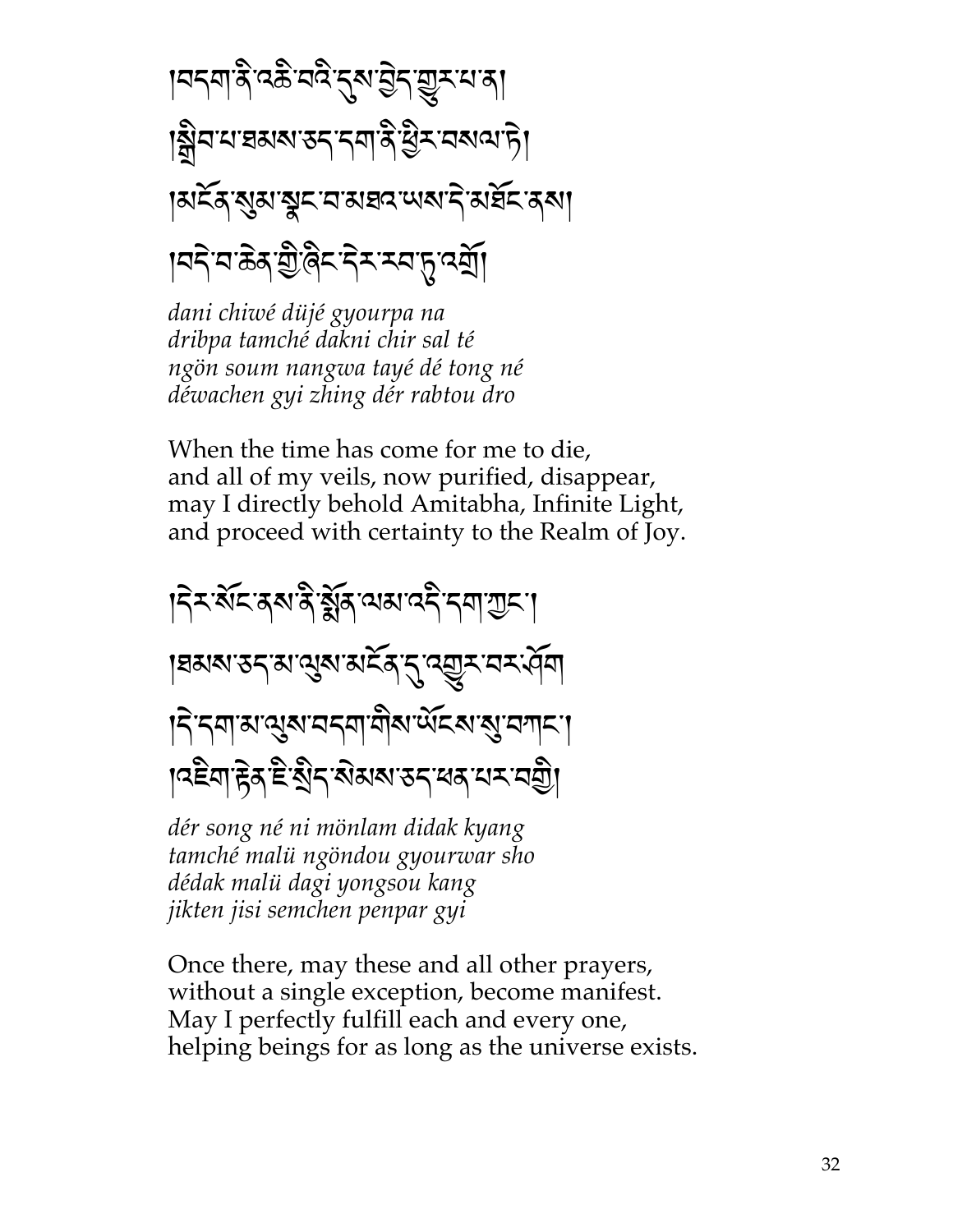།བདག་ནི་འཆི་བའི་དུས་བྱེད་གྱུར་པ་ན།
།སྒྲིབ་པ་ཐམས་ཅད་དག་ནི་ཕྱིར་བསལ་ཏེ།
།མངོན་སུམ་སྣང་བ་མཐའ་ཡས་དེ་མཐོང་ནས།
།བདེ་བ་ཅན་གྱི་ཞིང་དེར་རབ་ཏུ་འགྲོ།

*dani chiwé düjé gyourpa na*
*dribpa tamché dakni chir sal té*
*ngön soum nangwa tayé dé tong né*
*déwachen gyi zhing dér rabtou dro*

When the time has come for me to die,
and all of my veils, now purified, disappear,
may I directly behold Amitabha, Infinite Light,
and proceed with certainty to the Realm of Joy.

།དེར་སོང་ནས་ནི་སྨོན་ལམ་འདི་དག་ཀྱང་།
།ཐམས་ཅད་མ་ལུས་མངོན་དུ་འགྱུར་བར་ཤོག
།དེ་དག་མ་ལུས་བདག་གིས་ཡོངས་སུ་བཀང་།
།འཇིག་རྟེན་ཇི་སྲིད་སེམས་ཅན་ཕན་པར་བགྱི།

*dér song né ni mönlam didak kyang*
*tamché malü ngöndou gyourwar sho*
*dédak malü dagi yongsou kang*
*jikten jisi semchen penpar gyi*

Once there, may these and all other prayers,
without a single exception, become manifest.
May I perfectly fulfill each and every one,
helping beings for as long as the universe exists.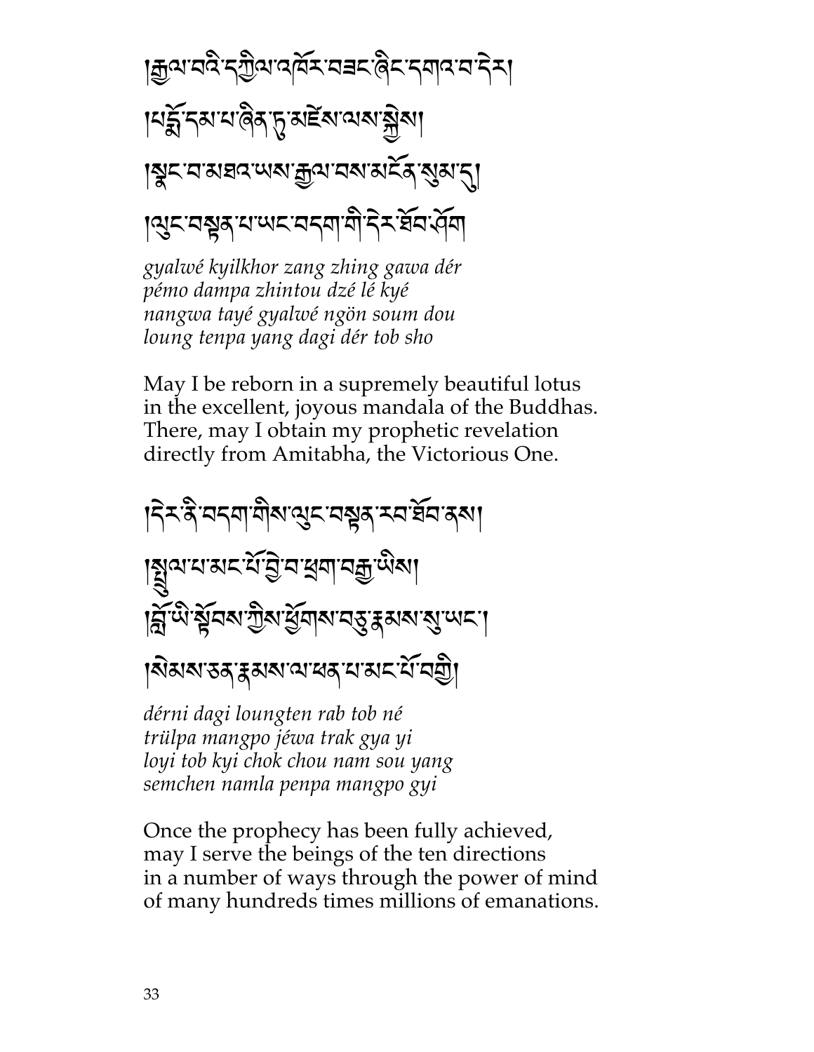།རྒྱལ་བའི་དཀྱིལ་འཁོར་བཟང་ཞིང་དགའ་བ་དེར།
།པདྨོ་དམ་པ་ཤིན་ཏུ་མཛེས་ལས་སྐྱེས།
།སྣང་བ་མཐའ་ཡས་རྒྱལ་བས་མངོན་སུམ་དུ།
།ལུང་བསྟན་པ་ཡང་བདག་གི་དེར་ཐོབ་ཤོག

*gyalwé kyilkhor zang zhing gawa dér*
*pémo dampa zhintou dzé lé kyé*
*nangwa tayé gyalwé ngön soum dou*
*loung tenpa yang dagi dér tob sho*

May I be reborn in a supremely beautiful lotus
in the excellent, joyous mandala of the Buddhas.
There, may I obtain my prophetic revelation
directly from Amitabha, the Victorious One.

།དེར་ནི་བདག་གིས་ལུང་བསྟན་རབ་ཐོབ་ནས།
།སྤྲུལ་པ་མང་པོ་བྱེ་བ་ཕྲག་བརྒྱ་ཡིས།
།བློ་ཡི་སྟོབས་ཀྱིས་ཕྱོགས་བཅུ་རྣམས་སུ་ཡང་།
།སེམས་ཅན་རྣམས་ལ་ཕན་པ་མང་པོ་བགྱི།

*dérni dagi loungten rab tob né*
*trülpa mangpo jéwa trak gya yi*
*loyi tob kyi chok chou nam sou yang*
*semchen namla penpa mangpo gyi*

Once the prophecy has been fully achieved,
may I serve the beings of the ten directions
in a number of ways through the power of mind
of many hundreds times millions of emanations.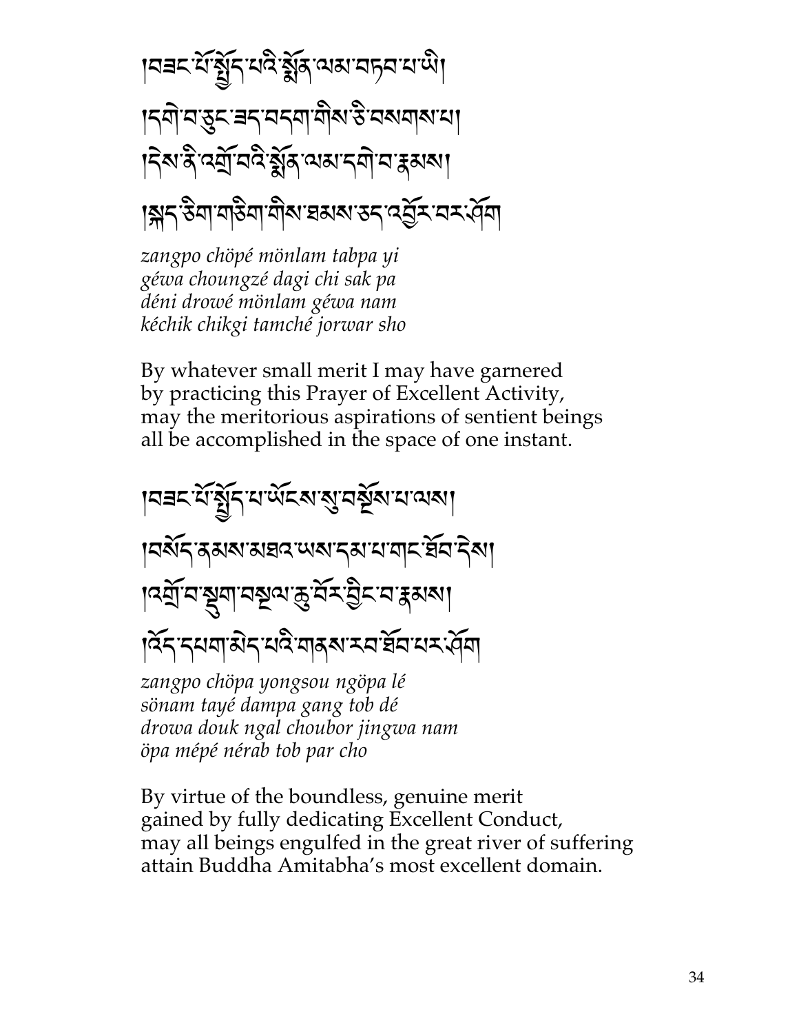།བཟང་པོ་སྤྱོད་པའི་སྨོན་ལམ་བཏབ་པ་ཡི།
།དགེ་བ་ཅུང་ཟད་བདག་གིས་ཅི་བསགས་པ།
།དེས་ནི་འགྲོ་བའི་སྨོན་ལམ་དགེ་བ་རྣམས།
།སྐད་ཅིག་གཅིག་གིས་ཐམས་ཅད་འབྱོར་བར་ཤོག

*zangpo chöpé mönlam tabpa yi*
*géwa choungzé dagi chi sak pa*
*déni drowé mönlam géwa nam*
*kéchik chikgi tamché jorwar sho*

By whatever small merit I may have garnered
by practicing this Prayer of Excellent Activity,
may the meritorious aspirations of sentient beings
all be accomplished in the space of one instant.

།བཟང་པོ་སྤྱོད་པ་ཡོངས་སུ་བསྔོས་པ་ལས།
།བསོད་ནམས་མཐའ་ཡས་དམ་པ་གང་ཐོབ་དེས།
།འགྲོ་བ་སྡུག་བསྔལ་ཆུ་བོར་བྱིང་བ་རྣམས།
།འོད་དཔག་མེད་པའི་གནས་རབ་ཐོབ་པར་ཤོག

*zangpo chöpa yongsou ngöpa lé*
*sönam tayé dampa gang tob dé*
*drowa douk ngal choubor jingwa nam*
*öpa mépé nérab tob par cho*

By virtue of the boundless, genuine merit
gained by fully dedicating Excellent Conduct,
may all beings engulfed in the great river of suffering
attain Buddha Amitabha's most excellent domain.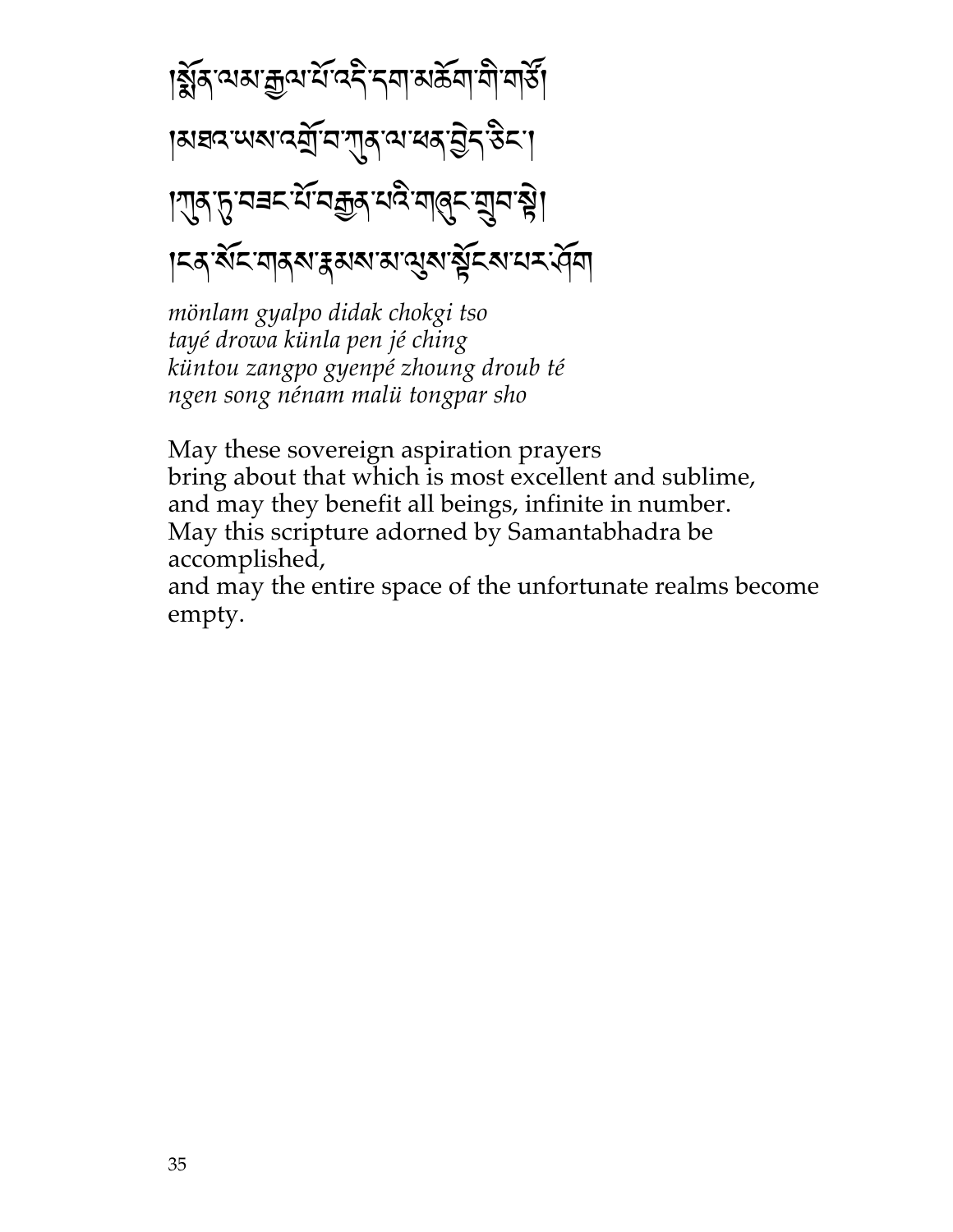།སྨོན་ལམ་རྒྱལ་པོ་འདི་དག་མཆོག་གི་གཙོ།
།མཐའ་ཡས་འགྲོ་བ་ཀུན་ལ་ཕན་བྱེད་ཅིང་།
།ཀུན་ཏུ་བཟང་པོ་བརྒྱན་པའི་གཞུང་གྲུབ་སྟེ།
།ངན་སོང་གནས་རྣམས་མ་ལུས་སྟོངས་པར་ཤོག

*mönlam gyalpo didak chokgi tso*
*tayé drowa künla pen jé ching*
*küntou zangpo gyenpé zhoung droub té*
*ngen song nénam malü tongpar sho*

May these sovereign aspiration prayers
bring about that which is most excellent and sublime,
and may they benefit all beings, infinite in number.
May this scripture adorned by Samantabhadra be accomplished,
and may the entire space of the unfortunate realms become empty.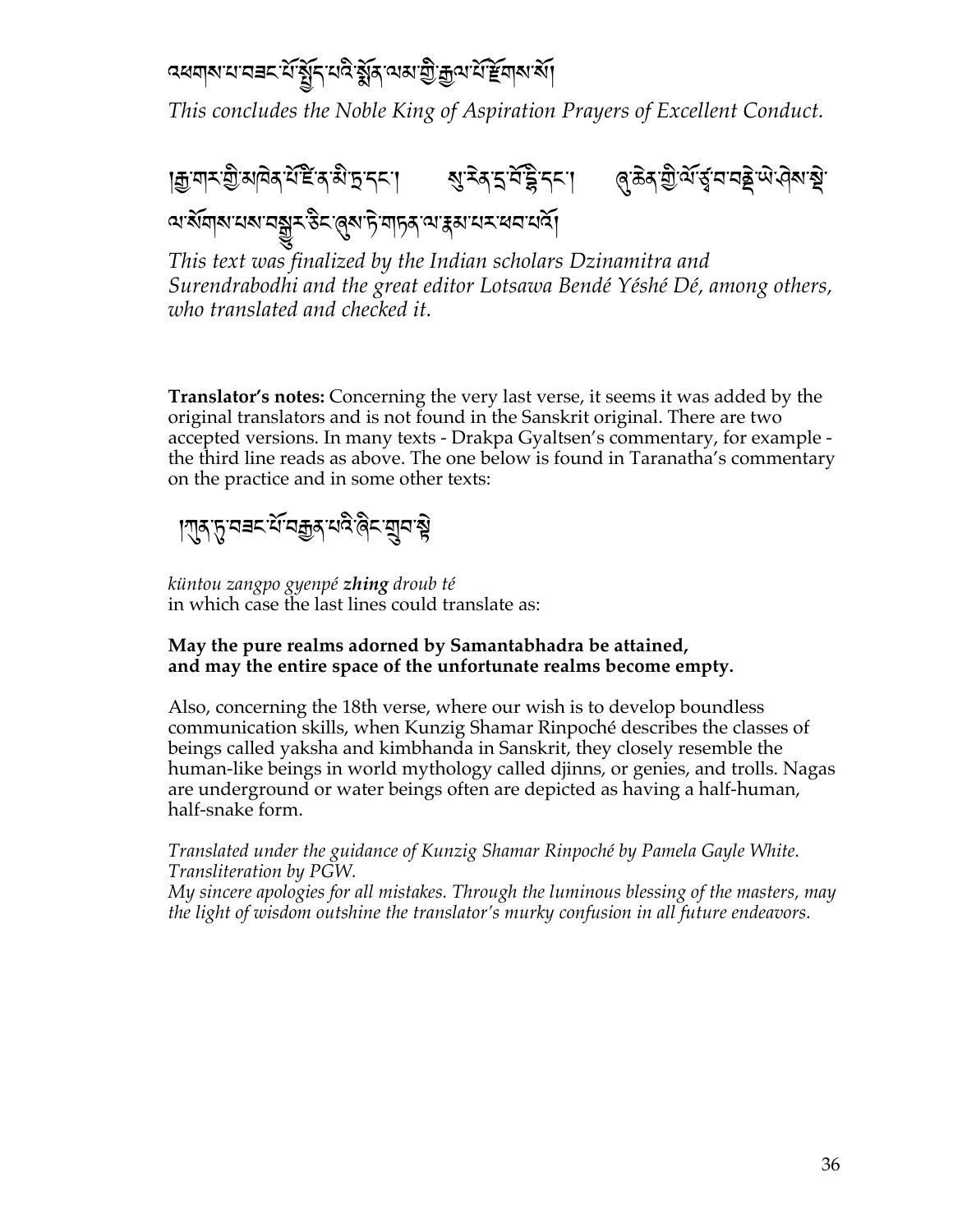འཕགས་པ་བཟང་པོ་སྤྱོད་པའི་སྨོན་ལམ་གྱི་རྒྱལ་པོ་རྫོགས་སོ།

*This concludes the Noble King of Aspiration Prayers of Excellent Conduct.*

།རྒྱ་གར་གྱི་མཁན་པོ་ཛི་ན་མི་ཏྲ་དང་། སུ་རེནྡྲ་བོ་དྷི་དང་། ཞུ་ཆེན་གྱི་ལོ་ཙྪ་བ་བནྡེ་ཡེ་ཤེས་སྡེ་ལ་སོགས་པས་བསྒྱུར་ཅིང་ཞུས་ཏེ་གཏན་ལ་ཕབ་པའོ།

*This text was finalized by the Indian scholars Dzinamitra and Surendrabodhi and the great editor Lotsawa Bendé Yéshé Dé, among others, who translated and checked it.*

**Translator's notes:** Concerning the very last verse, it seems it was added by the original translators and is not found in the Sanskrit original. There are two accepted versions. In many texts - Drakpa Gyaltsen's commentary, for example - the third line reads as above. The one below is found in Taranatha's commentary on the practice and in some other texts:

།ཀུན་ཏུ་བཟང་པོ་བརྒྱན་པའི་ཞིང་གྲུབ་སྟེ

*küntou zangpo gyenpé **zhing** droub té*
in which case the last lines could translate as:

**May the pure realms adorned by Samantabhadra be attained,**
**and may the entire space of the unfortunate realms become empty.**

Also, concerning the 18th verse, where our wish is to develop boundless communication skills, when Kunzig Shamar Rinpoché describes the classes of beings called yaksha and kimbhanda in Sanskrit, they closely resemble the human-like beings in world mythology called djinns, or genies, and trolls. Nagas are underground or water beings often are depicted as having a half-human, half-snake form.

*Translated under the guidance of Kunzig Shamar Rinpoché by Pamela Gayle White. Transliteration by PGW.*
*My sincere apologies for all mistakes. Through the luminous blessing of the masters, may the light of wisdom outshine the translator's murky confusion in all future endeavors.*